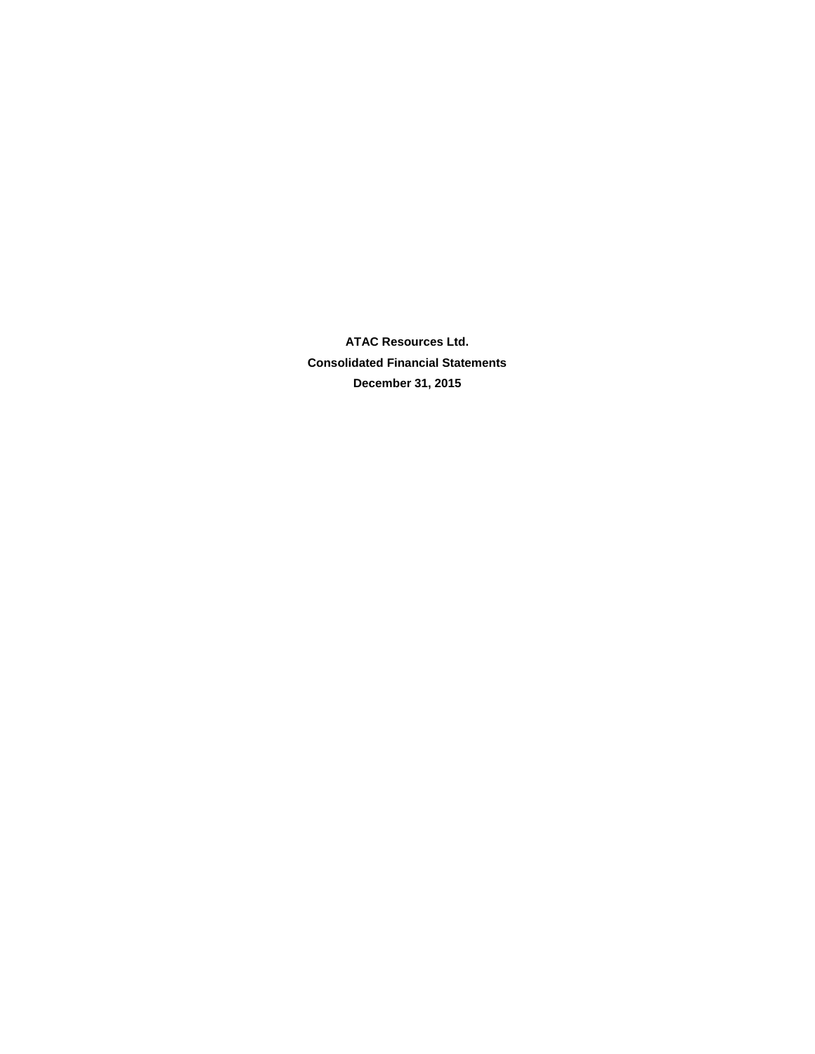**ATAC Resources Ltd.**

**Consolidated Financial Statements**

**December 31, 2015**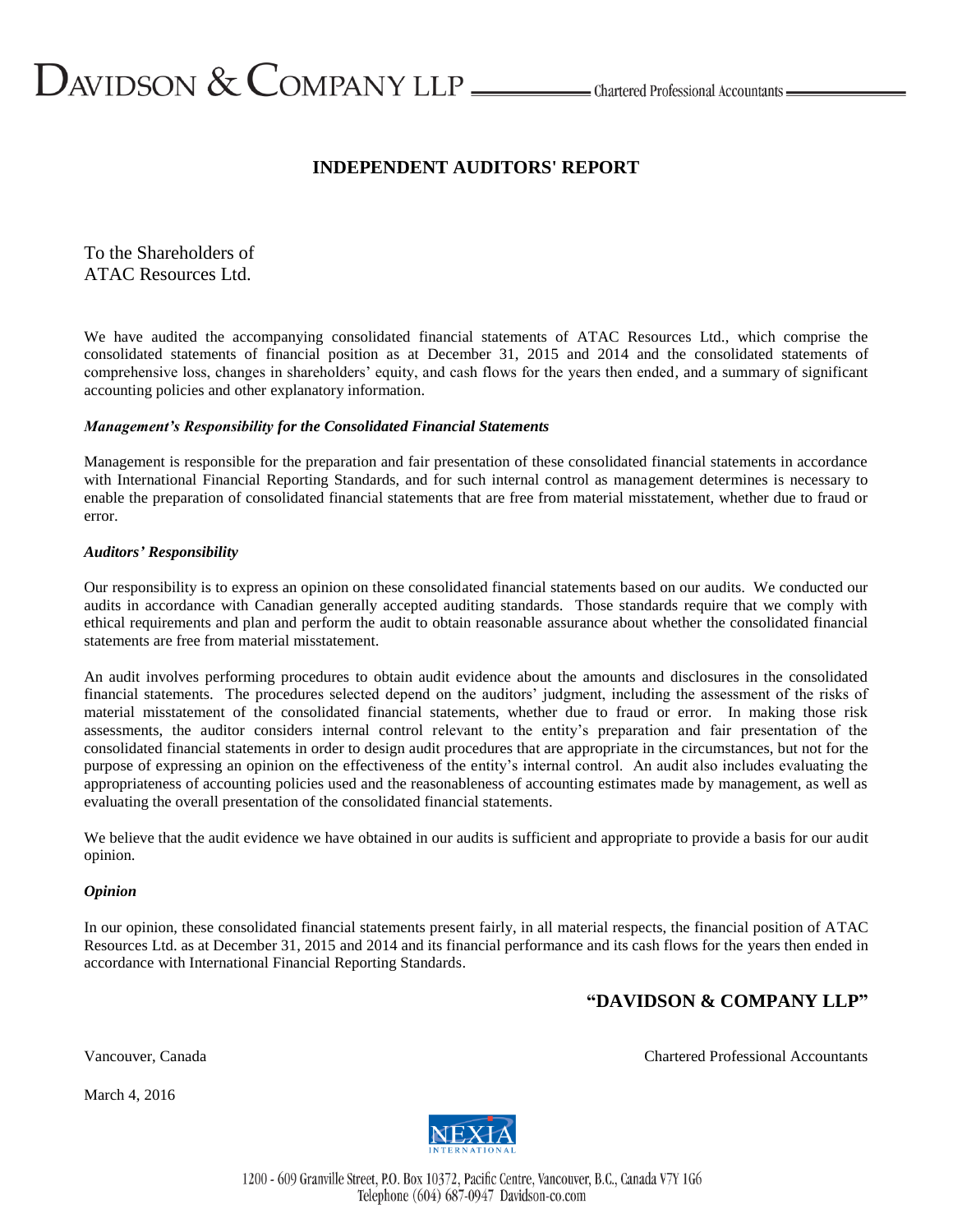DAVIDSON & COMPANY LLP — Chartered Professional Accountants

# INDEPENDENT AUDITORS' REPORT

To the Shareholders of
ATAC Resources Ltd.

We have audited the accompanying consolidated financial statements of ATAC Resources Ltd., which comprise the consolidated statements of financial position as at December 31, 2015 and 2014 and the consolidated statements of comprehensive loss, changes in shareholders' equity, and cash flows for the years then ended, and a summary of significant accounting policies and other explanatory information.

***Management's Responsibility for the Consolidated Financial Statements***

Management is responsible for the preparation and fair presentation of these consolidated financial statements in accordance with International Financial Reporting Standards, and for such internal control as management determines is necessary to enable the preparation of consolidated financial statements that are free from material misstatement, whether due to fraud or error.

***Auditors' Responsibility***

Our responsibility is to express an opinion on these consolidated financial statements based on our audits. We conducted our audits in accordance with Canadian generally accepted auditing standards. Those standards require that we comply with ethical requirements and plan and perform the audit to obtain reasonable assurance about whether the consolidated financial statements are free from material misstatement.

An audit involves performing procedures to obtain audit evidence about the amounts and disclosures in the consolidated financial statements. The procedures selected depend on the auditors' judgment, including the assessment of the risks of material misstatement of the consolidated financial statements, whether due to fraud or error. In making those risk assessments, the auditor considers internal control relevant to the entity's preparation and fair presentation of the consolidated financial statements in order to design audit procedures that are appropriate in the circumstances, but not for the purpose of expressing an opinion on the effectiveness of the entity's internal control. An audit also includes evaluating the appropriateness of accounting policies used and the reasonableness of accounting estimates made by management, as well as evaluating the overall presentation of the consolidated financial statements.

We believe that the audit evidence we have obtained in our audits is sufficient and appropriate to provide a basis for our audit opinion.

***Opinion***

In our opinion, these consolidated financial statements present fairly, in all material respects, the financial position of ATAC Resources Ltd. as at December 31, 2015 and 2014 and its financial performance and its cash flows for the years then ended in accordance with International Financial Reporting Standards.

**"DAVIDSON & COMPANY LLP"**

Vancouver, Canada — Chartered Professional Accountants

March 4, 2016

NEXIA INTERNATIONAL

1200 - 609 Granville Street, P.O. Box 10372, Pacific Centre, Vancouver, B.C., Canada V7Y 1G6
Telephone (604) 687-0947 Davidson-co.com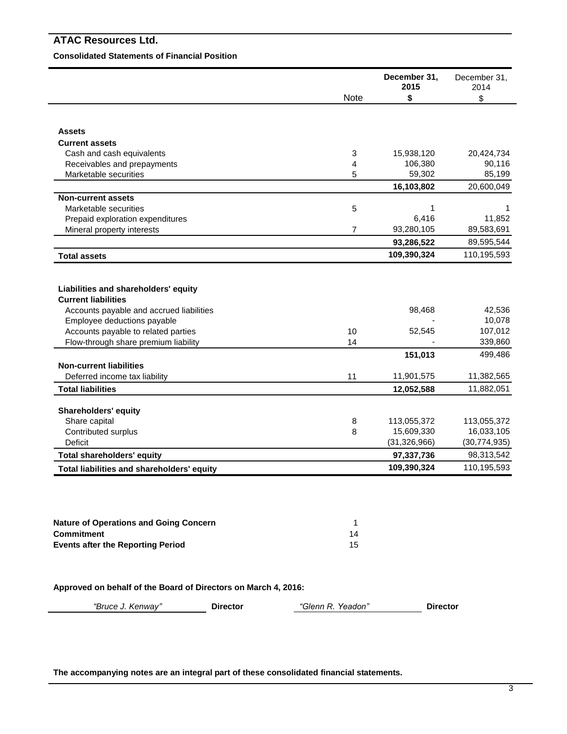# ATAC Resources Ltd.

**Consolidated Statements of Financial Position**

| | Note | **December 31, 2015** **$** | December 31, 2014 $ |
|---|---|---|---|
| **Assets** | | | |
| **Current assets** | | | |
| Cash and cash equivalents | 3 | 15,938,120 | 20,424,734 |
| Receivables and prepayments | 4 | 106,380 | 90,116 |
| Marketable securities | 5 | 59,302 | 85,199 |
| | | **16,103,802** | 20,600,049 |
| **Non-current assets** | | | |
| Marketable securities | 5 | 1 | 1 |
| Prepaid exploration expenditures | | 6,416 | 11,852 |
| Mineral property interests | 7 | 93,280,105 | 89,583,691 |
| | | **93,286,522** | 89,595,544 |
| **Total assets** | | **109,390,324** | 110,195,593 |
| **Liabilities and shareholders' equity** | | | |
| **Current liabilities** | | | |
| Accounts payable and accrued liabilities | | 98,468 | 42,536 |
| Employee deductions payable | | - | 10,078 |
| Accounts payable to related parties | 10 | 52,545 | 107,012 |
| Flow-through share premium liability | 14 | - | 339,860 |
| | | **151,013** | 499,486 |
| **Non-current liabilities** | | | |
| Deferred income tax liability | 11 | 11,901,575 | 11,382,565 |
| **Total liabilities** | | **12,052,588** | 11,882,051 |
| **Shareholders' equity** | | | |
| Share capital | 8 | 113,055,372 | 113,055,372 |
| Contributed surplus | 8 | 15,609,330 | 16,033,105 |
| Deficit | | (31,326,966) | (30,774,935) |
| **Total shareholders' equity** | | **97,337,736** | 98,313,542 |
| **Total liabilities and shareholders' equity** | | **109,390,324** | 110,195,593 |

| | |
|---|---|
| **Nature of Operations and Going Concern** | 1 |
| **Commitment** | 14 |
| **Events after the Reporting Period** | 15 |

**Approved on behalf of the Board of Directors on March 4, 2016:**

*"Bruce J. Kenway"* **Director** *"Glenn R. Yeadon"* **Director**

**The accompanying notes are an integral part of these consolidated financial statements.**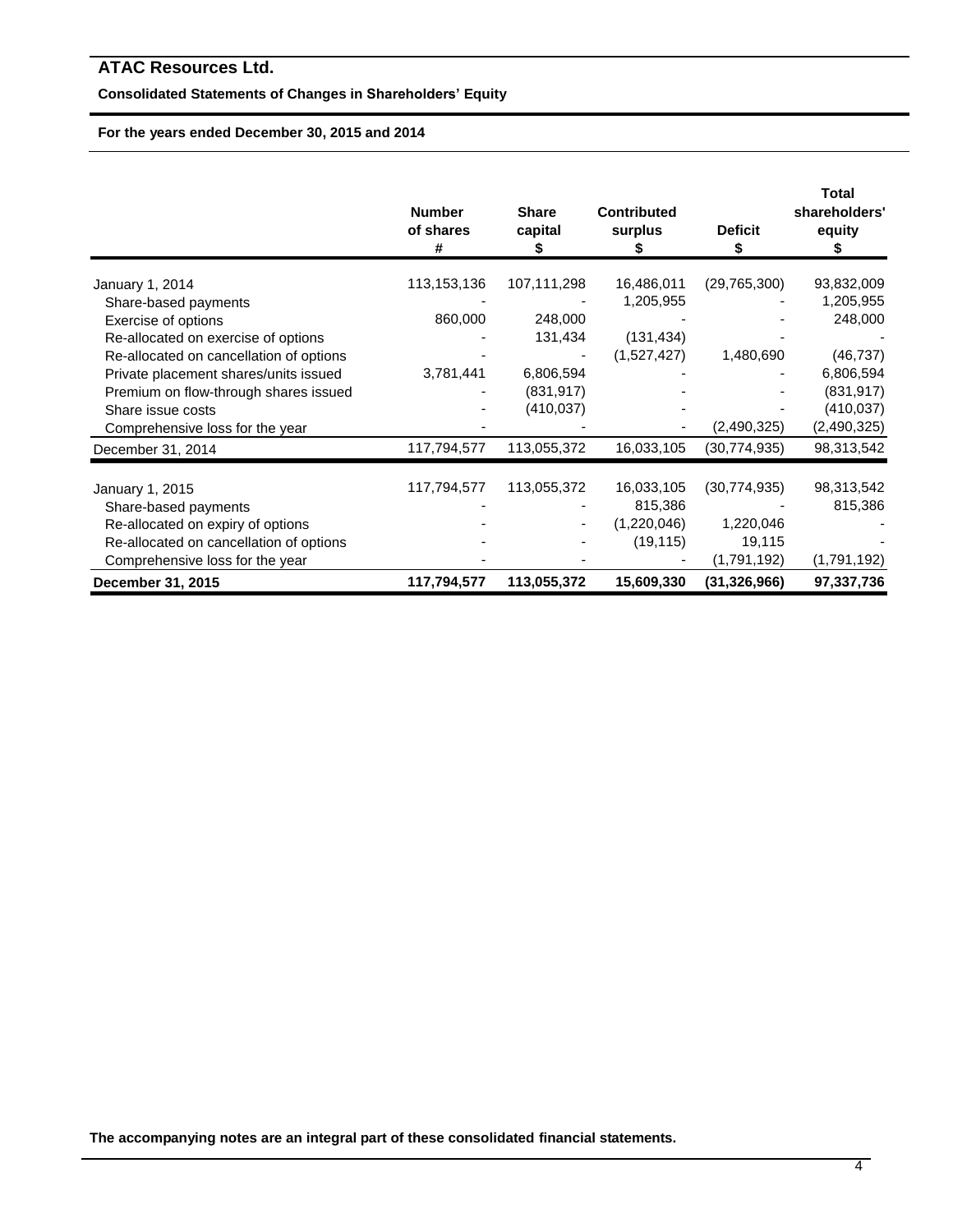# ATAC Resources Ltd.

**Consolidated Statements of Changes in Shareholders' Equity**

**For the years ended December 30, 2015 and 2014**

| | Number of shares # | Share capital $ | Contributed surplus $ | Deficit $ | Total shareholders' equity $ |
|---|---|---|---|---|---|
| January 1, 2014 | 113,153,136 | 107,111,298 | 16,486,011 | (29,765,300) | 93,832,009 |
| Share-based payments | - | - | 1,205,955 | - | 1,205,955 |
| Exercise of options | 860,000 | 248,000 | - | - | 248,000 |
| Re-allocated on exercise of options | - | 131,434 | (131,434) | - | - |
| Re-allocated on cancellation of options | - | - | (1,527,427) | 1,480,690 | (46,737) |
| Private placement shares/units issued | 3,781,441 | 6,806,594 | - | - | 6,806,594 |
| Premium on flow-through shares issued | - | (831,917) | - | - | (831,917) |
| Share issue costs | - | (410,037) | - | - | (410,037) |
| Comprehensive loss for the year | - | - | - | (2,490,325) | (2,490,325) |
| December 31, 2014 | 117,794,577 | 113,055,372 | 16,033,105 | (30,774,935) | 98,313,542 |
| | | | | | |
| January 1, 2015 | 117,794,577 | 113,055,372 | 16,033,105 | (30,774,935) | 98,313,542 |
| Share-based payments | - | - | 815,386 | - | 815,386 |
| Re-allocated on expiry of options | - | - | (1,220,046) | 1,220,046 | - |
| Re-allocated on cancellation of options | - | - | (19,115) | 19,115 | - |
| Comprehensive loss for the year | - | - | - | (1,791,192) | (1,791,192) |
| **December 31, 2015** | **117,794,577** | **113,055,372** | **15,609,330** | **(31,326,966)** | **97,337,736** |

**The accompanying notes are an integral part of these consolidated financial statements.**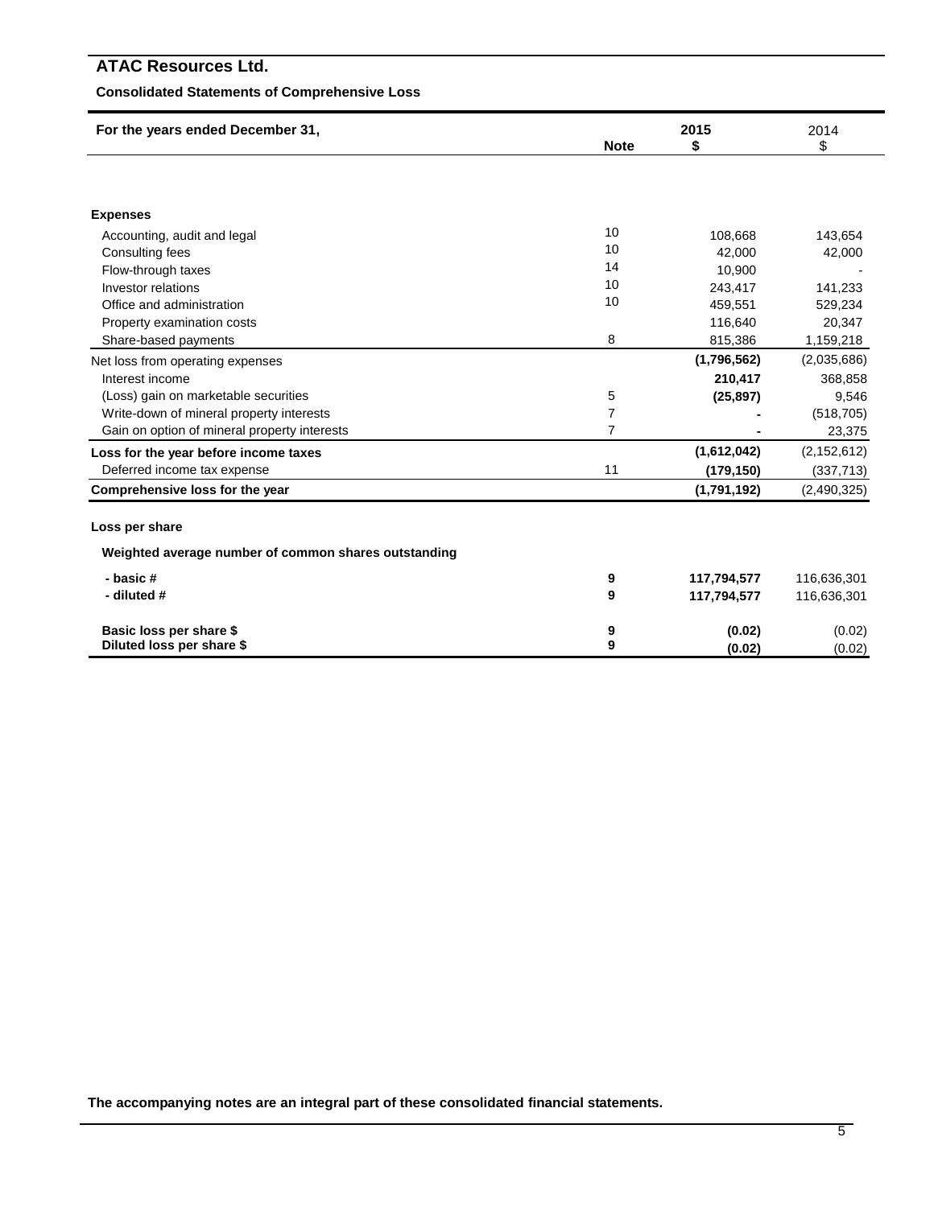# ATAC Resources Ltd.

**Consolidated Statements of Comprehensive Loss**

| For the years ended December 31, | Note | 2015 $ | 2014 $ |
|---|---|---|---|
| **Expenses** | | | |
| Accounting, audit and legal | 10 | 108,668 | 143,654 |
| Consulting fees | 10 | 42,000 | 42,000 |
| Flow-through taxes | 14 | 10,900 | - |
| Investor relations | 10 | 243,417 | 141,233 |
| Office and administration | 10 | 459,551 | 529,234 |
| Property examination costs | | 116,640 | 20,347 |
| Share-based payments | 8 | 815,386 | 1,159,218 |
| Net loss from operating expenses | | **(1,796,562)** | (2,035,686) |
| Interest income | | **210,417** | 368,858 |
| (Loss) gain on marketable securities | 5 | **(25,897)** | 9,546 |
| Write-down of mineral property interests | 7 | **-** | (518,705) |
| Gain on option of mineral property interests | 7 | **-** | 23,375 |
| **Loss for the year before income taxes** | | **(1,612,042)** | (2,152,612) |
| Deferred income tax expense | 11 | **(179,150)** | (337,713) |
| **Comprehensive loss for the year** | | **(1,791,192)** | (2,490,325) |
| **Loss per share** | | | |
| **Weighted average number of common shares outstanding** | | | |
| **- basic #** | **9** | **117,794,577** | 116,636,301 |
| **- diluted #** | **9** | **117,794,577** | 116,636,301 |
| **Basic loss per share $** | **9** | **(0.02)** | (0.02) |
| **Diluted loss per share $** | **9** | **(0.02)** | (0.02) |

**The accompanying notes are an integral part of these consolidated financial statements.**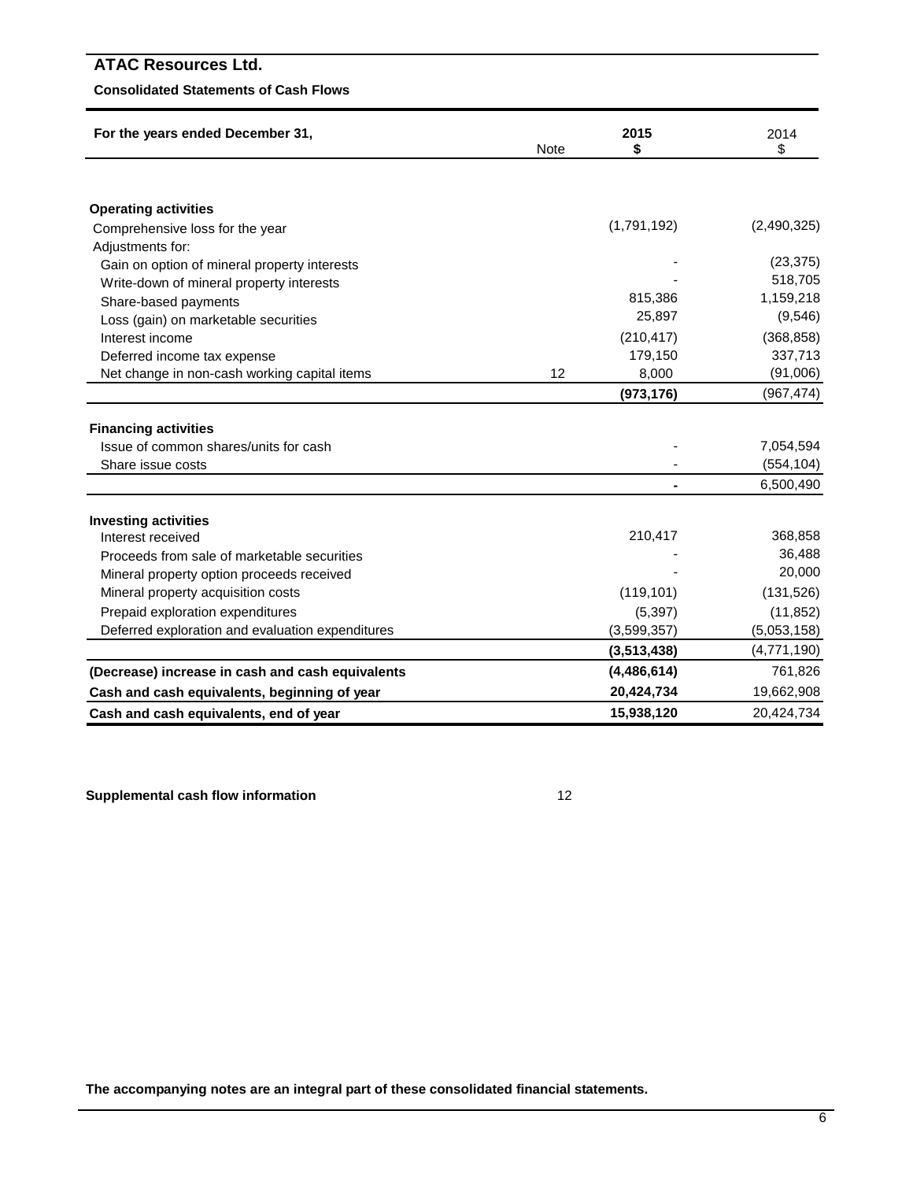# ATAC Resources Ltd.

**Consolidated Statements of Cash Flows**

| For the years ended December 31, | Note | 2015 $ | 2014 $ |
|---|---|---|---|
| **Operating activities** | | | |
| Comprehensive loss for the year | | (1,791,192) | (2,490,325) |
| Adjustments for: | | | |
| Gain on option of mineral property interests | | - | (23,375) |
| Write-down of mineral property interests | | - | 518,705 |
| Share-based payments | | 815,386 | 1,159,218 |
| Loss (gain) on marketable securities | | 25,897 | (9,546) |
| Interest income | | (210,417) | (368,858) |
| Deferred income tax expense | | 179,150 | 337,713 |
| Net change in non-cash working capital items | 12 | 8,000 | (91,006) |
| | | **(973,176)** | (967,474) |
| **Financing activities** | | | |
| Issue of common shares/units for cash | | - | 7,054,594 |
| Share issue costs | | - | (554,104) |
| | | **-** | 6,500,490 |
| **Investing activities** | | | |
| Interest received | | 210,417 | 368,858 |
| Proceeds from sale of marketable securities | | - | 36,488 |
| Mineral property option proceeds received | | - | 20,000 |
| Mineral property acquisition costs | | (119,101) | (131,526) |
| Prepaid exploration expenditures | | (5,397) | (11,852) |
| Deferred exploration and evaluation expenditures | | (3,599,357) | (5,053,158) |
| | | **(3,513,438)** | (4,771,190) |
| **(Decrease) increase in cash and cash equivalents** | | **(4,486,614)** | 761,826 |
| **Cash and cash equivalents, beginning of year** | | **20,424,734** | 19,662,908 |
| **Cash and cash equivalents, end of year** | | **15,938,120** | 20,424,734 |

**Supplemental cash flow information** 12

**The accompanying notes are an integral part of these consolidated financial statements.**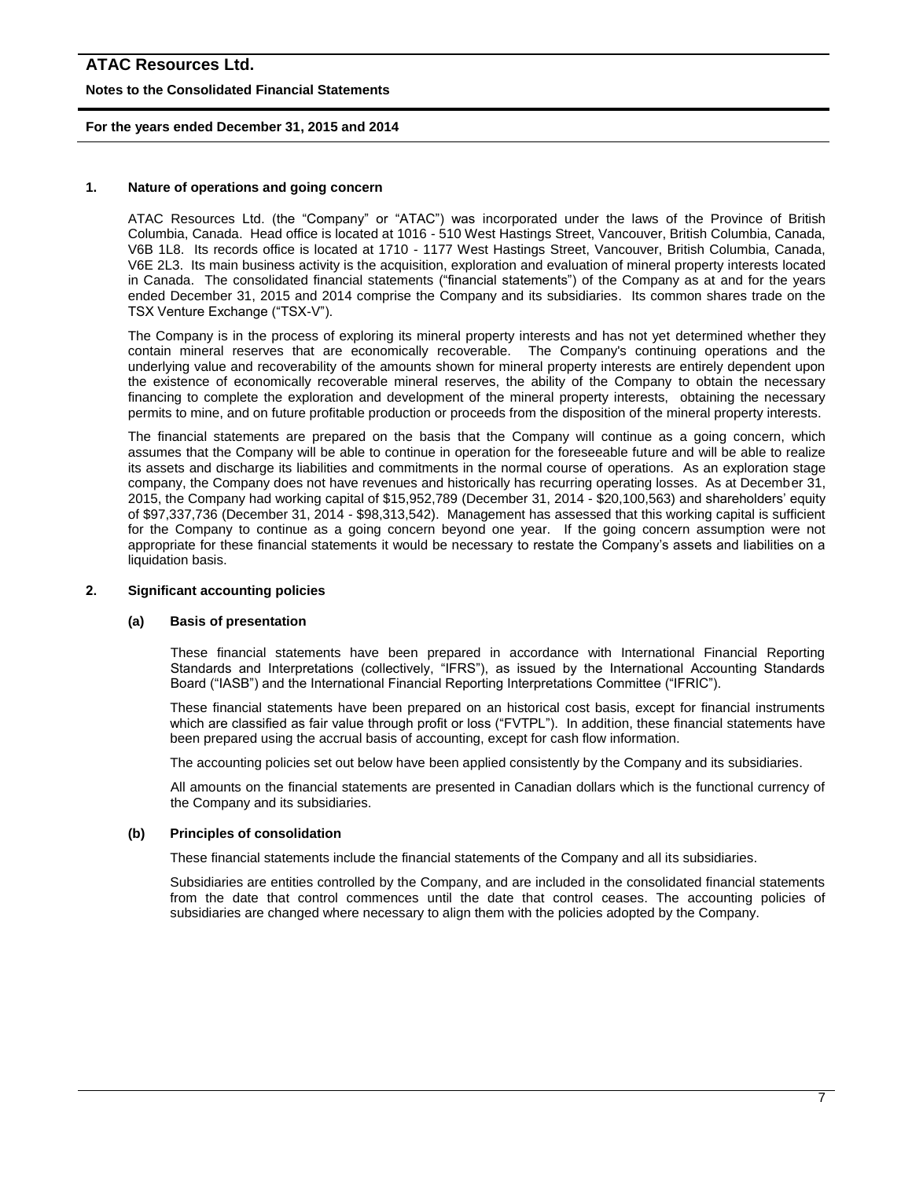## 1. Nature of operations and going concern

ATAC Resources Ltd. (the "Company" or "ATAC") was incorporated under the laws of the Province of British Columbia, Canada. Head office is located at 1016 - 510 West Hastings Street, Vancouver, British Columbia, Canada, V6B 1L8. Its records office is located at 1710 - 1177 West Hastings Street, Vancouver, British Columbia, Canada, V6E 2L3. Its main business activity is the acquisition, exploration and evaluation of mineral property interests located in Canada. The consolidated financial statements ("financial statements") of the Company as at and for the years ended December 31, 2015 and 2014 comprise the Company and its subsidiaries. Its common shares trade on the TSX Venture Exchange ("TSX-V").

The Company is in the process of exploring its mineral property interests and has not yet determined whether they contain mineral reserves that are economically recoverable. The Company's continuing operations and the underlying value and recoverability of the amounts shown for mineral property interests are entirely dependent upon the existence of economically recoverable mineral reserves, the ability of the Company to obtain the necessary financing to complete the exploration and development of the mineral property interests, obtaining the necessary permits to mine, and on future profitable production or proceeds from the disposition of the mineral property interests.

The financial statements are prepared on the basis that the Company will continue as a going concern, which assumes that the Company will be able to continue in operation for the foreseeable future and will be able to realize its assets and discharge its liabilities and commitments in the normal course of operations. As an exploration stage company, the Company does not have revenues and historically has recurring operating losses. As at December 31, 2015, the Company had working capital of $15,952,789 (December 31, 2014 - $20,100,563) and shareholders' equity of $97,337,736 (December 31, 2014 - $98,313,542). Management has assessed that this working capital is sufficient for the Company to continue as a going concern beyond one year. If the going concern assumption were not appropriate for these financial statements it would be necessary to restate the Company's assets and liabilities on a liquidation basis.

## 2. Significant accounting policies

### (a) Basis of presentation

These financial statements have been prepared in accordance with International Financial Reporting Standards and Interpretations (collectively, "IFRS"), as issued by the International Accounting Standards Board ("IASB") and the International Financial Reporting Interpretations Committee ("IFRIC").

These financial statements have been prepared on an historical cost basis, except for financial instruments which are classified as fair value through profit or loss ("FVTPL"). In addition, these financial statements have been prepared using the accrual basis of accounting, except for cash flow information.

The accounting policies set out below have been applied consistently by the Company and its subsidiaries.

All amounts on the financial statements are presented in Canadian dollars which is the functional currency of the Company and its subsidiaries.

### (b) Principles of consolidation

These financial statements include the financial statements of the Company and all its subsidiaries.

Subsidiaries are entities controlled by the Company, and are included in the consolidated financial statements from the date that control commences until the date that control ceases. The accounting policies of subsidiaries are changed where necessary to align them with the policies adopted by the Company.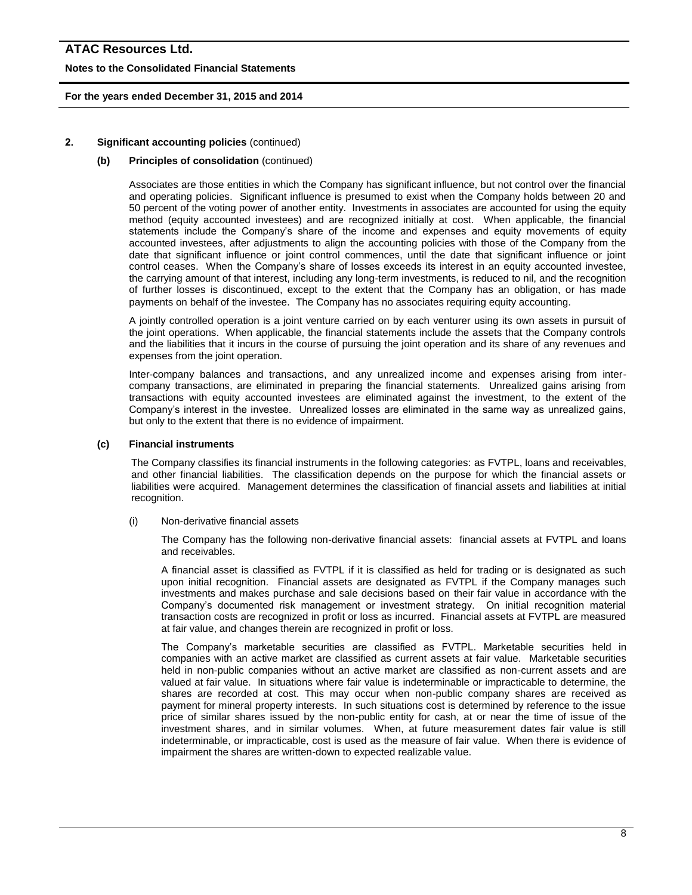## 2. Significant accounting policies (continued)

### (b) Principles of consolidation (continued)

Associates are those entities in which the Company has significant influence, but not control over the financial and operating policies. Significant influence is presumed to exist when the Company holds between 20 and 50 percent of the voting power of another entity. Investments in associates are accounted for using the equity method (equity accounted investees) and are recognized initially at cost. When applicable, the financial statements include the Company's share of the income and expenses and equity movements of equity accounted investees, after adjustments to align the accounting policies with those of the Company from the date that significant influence or joint control commences, until the date that significant influence or joint control ceases. When the Company's share of losses exceeds its interest in an equity accounted investee, the carrying amount of that interest, including any long-term investments, is reduced to nil, and the recognition of further losses is discontinued, except to the extent that the Company has an obligation, or has made payments on behalf of the investee. The Company has no associates requiring equity accounting.

A jointly controlled operation is a joint venture carried on by each venturer using its own assets in pursuit of the joint operations. When applicable, the financial statements include the assets that the Company controls and the liabilities that it incurs in the course of pursuing the joint operation and its share of any revenues and expenses from the joint operation.

Inter-company balances and transactions, and any unrealized income and expenses arising from inter-company transactions, are eliminated in preparing the financial statements. Unrealized gains arising from transactions with equity accounted investees are eliminated against the investment, to the extent of the Company's interest in the investee. Unrealized losses are eliminated in the same way as unrealized gains, but only to the extent that there is no evidence of impairment.

### (c) Financial instruments

The Company classifies its financial instruments in the following categories: as FVTPL, loans and receivables, and other financial liabilities. The classification depends on the purpose for which the financial assets or liabilities were acquired. Management determines the classification of financial assets and liabilities at initial recognition.

(i) Non-derivative financial assets

The Company has the following non-derivative financial assets: financial assets at FVTPL and loans and receivables.

A financial asset is classified as FVTPL if it is classified as held for trading or is designated as such upon initial recognition. Financial assets are designated as FVTPL if the Company manages such investments and makes purchase and sale decisions based on their fair value in accordance with the Company's documented risk management or investment strategy. On initial recognition material transaction costs are recognized in profit or loss as incurred. Financial assets at FVTPL are measured at fair value, and changes therein are recognized in profit or loss.

The Company's marketable securities are classified as FVTPL. Marketable securities held in companies with an active market are classified as current assets at fair value. Marketable securities held in non-public companies without an active market are classified as non-current assets and are valued at fair value. In situations where fair value is indeterminable or impracticable to determine, the shares are recorded at cost. This may occur when non-public company shares are received as payment for mineral property interests. In such situations cost is determined by reference to the issue price of similar shares issued by the non-public entity for cash, at or near the time of issue of the investment shares, and in similar volumes. When, at future measurement dates fair value is still indeterminable, or impracticable, cost is used as the measure of fair value. When there is evidence of impairment the shares are written-down to expected realizable value.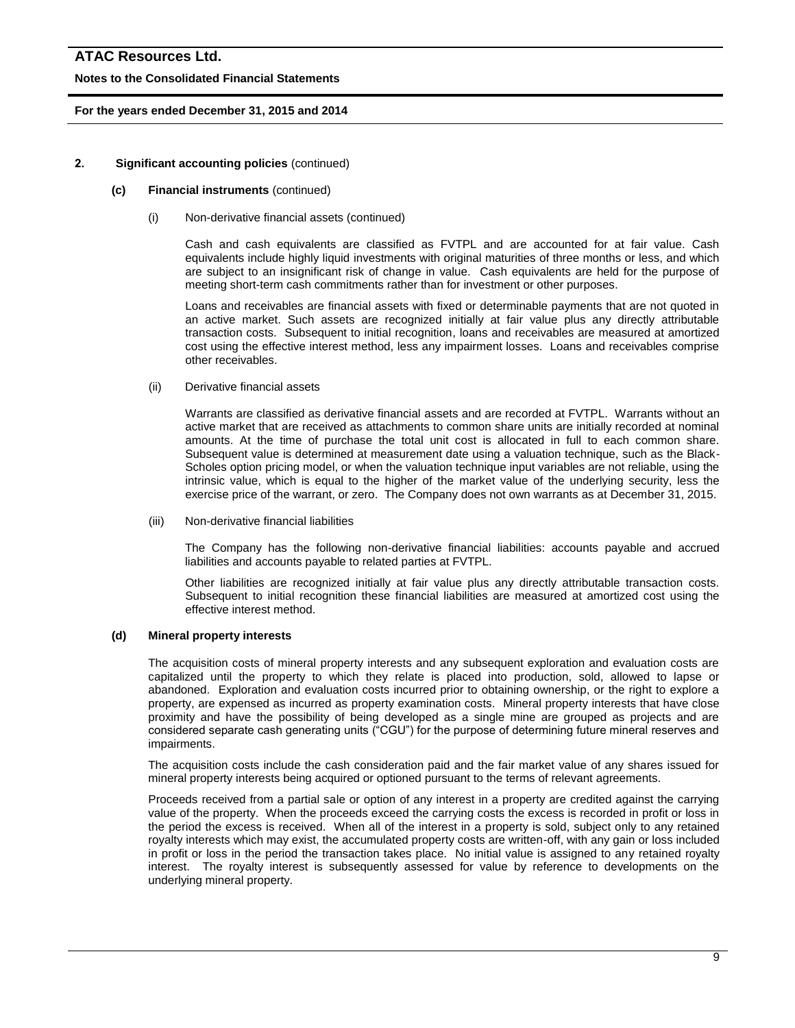## 2. Significant accounting policies (continued)

### (c) Financial instruments (continued)

(i) Non-derivative financial assets (continued)

Cash and cash equivalents are classified as FVTPL and are accounted for at fair value. Cash equivalents include highly liquid investments with original maturities of three months or less, and which are subject to an insignificant risk of change in value. Cash equivalents are held for the purpose of meeting short-term cash commitments rather than for investment or other purposes.

Loans and receivables are financial assets with fixed or determinable payments that are not quoted in an active market. Such assets are recognized initially at fair value plus any directly attributable transaction costs. Subsequent to initial recognition, loans and receivables are measured at amortized cost using the effective interest method, less any impairment losses. Loans and receivables comprise other receivables.

(ii) Derivative financial assets

Warrants are classified as derivative financial assets and are recorded at FVTPL. Warrants without an active market that are received as attachments to common share units are initially recorded at nominal amounts. At the time of purchase the total unit cost is allocated in full to each common share. Subsequent value is determined at measurement date using a valuation technique, such as the Black-Scholes option pricing model, or when the valuation technique input variables are not reliable, using the intrinsic value, which is equal to the higher of the market value of the underlying security, less the exercise price of the warrant, or zero. The Company does not own warrants as at December 31, 2015.

(iii) Non-derivative financial liabilities

The Company has the following non-derivative financial liabilities: accounts payable and accrued liabilities and accounts payable to related parties at FVTPL.

Other liabilities are recognized initially at fair value plus any directly attributable transaction costs. Subsequent to initial recognition these financial liabilities are measured at amortized cost using the effective interest method.

### (d) Mineral property interests

The acquisition costs of mineral property interests and any subsequent exploration and evaluation costs are capitalized until the property to which they relate is placed into production, sold, allowed to lapse or abandoned. Exploration and evaluation costs incurred prior to obtaining ownership, or the right to explore a property, are expensed as incurred as property examination costs. Mineral property interests that have close proximity and have the possibility of being developed as a single mine are grouped as projects and are considered separate cash generating units ("CGU") for the purpose of determining future mineral reserves and impairments.

The acquisition costs include the cash consideration paid and the fair market value of any shares issued for mineral property interests being acquired or optioned pursuant to the terms of relevant agreements.

Proceeds received from a partial sale or option of any interest in a property are credited against the carrying value of the property. When the proceeds exceed the carrying costs the excess is recorded in profit or loss in the period the excess is received. When all of the interest in a property is sold, subject only to any retained royalty interests which may exist, the accumulated property costs are written-off, with any gain or loss included in profit or loss in the period the transaction takes place. No initial value is assigned to any retained royalty interest. The royalty interest is subsequently assessed for value by reference to developments on the underlying mineral property.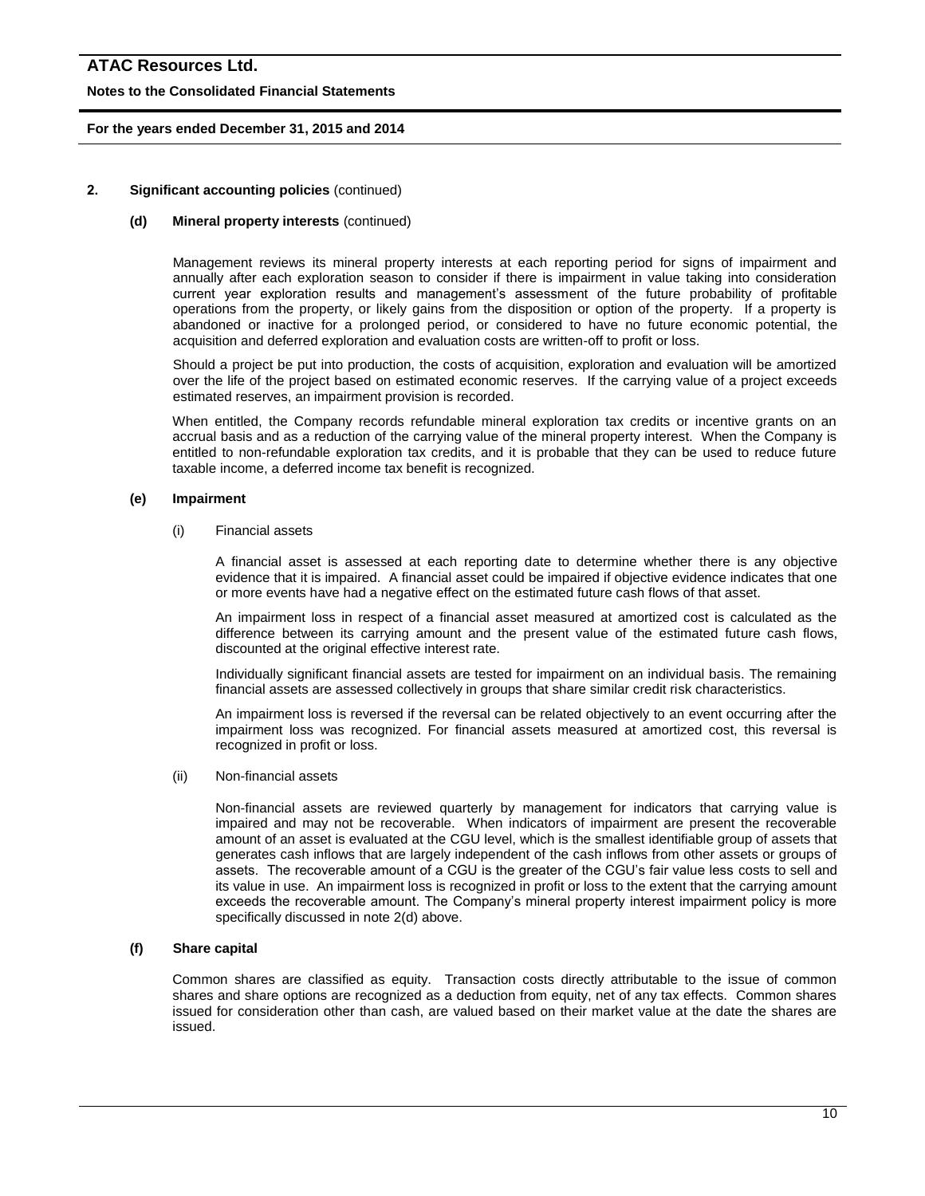## 2. Significant accounting policies (continued)

### (d) Mineral property interests (continued)

Management reviews its mineral property interests at each reporting period for signs of impairment and annually after each exploration season to consider if there is impairment in value taking into consideration current year exploration results and management's assessment of the future probability of profitable operations from the property, or likely gains from the disposition or option of the property. If a property is abandoned or inactive for a prolonged period, or considered to have no future economic potential, the acquisition and deferred exploration and evaluation costs are written-off to profit or loss.

Should a project be put into production, the costs of acquisition, exploration and evaluation will be amortized over the life of the project based on estimated economic reserves. If the carrying value of a project exceeds estimated reserves, an impairment provision is recorded.

When entitled, the Company records refundable mineral exploration tax credits or incentive grants on an accrual basis and as a reduction of the carrying value of the mineral property interest. When the Company is entitled to non-refundable exploration tax credits, and it is probable that they can be used to reduce future taxable income, a deferred income tax benefit is recognized.

### (e) Impairment

(i) Financial assets

A financial asset is assessed at each reporting date to determine whether there is any objective evidence that it is impaired. A financial asset could be impaired if objective evidence indicates that one or more events have had a negative effect on the estimated future cash flows of that asset.

An impairment loss in respect of a financial asset measured at amortized cost is calculated as the difference between its carrying amount and the present value of the estimated future cash flows, discounted at the original effective interest rate.

Individually significant financial assets are tested for impairment on an individual basis. The remaining financial assets are assessed collectively in groups that share similar credit risk characteristics.

An impairment loss is reversed if the reversal can be related objectively to an event occurring after the impairment loss was recognized. For financial assets measured at amortized cost, this reversal is recognized in profit or loss.

(ii) Non-financial assets

Non-financial assets are reviewed quarterly by management for indicators that carrying value is impaired and may not be recoverable. When indicators of impairment are present the recoverable amount of an asset is evaluated at the CGU level, which is the smallest identifiable group of assets that generates cash inflows that are largely independent of the cash inflows from other assets or groups of assets. The recoverable amount of a CGU is the greater of the CGU's fair value less costs to sell and its value in use. An impairment loss is recognized in profit or loss to the extent that the carrying amount exceeds the recoverable amount. The Company's mineral property interest impairment policy is more specifically discussed in note 2(d) above.

### (f) Share capital

Common shares are classified as equity. Transaction costs directly attributable to the issue of common shares and share options are recognized as a deduction from equity, net of any tax effects. Common shares issued for consideration other than cash, are valued based on their market value at the date the shares are issued.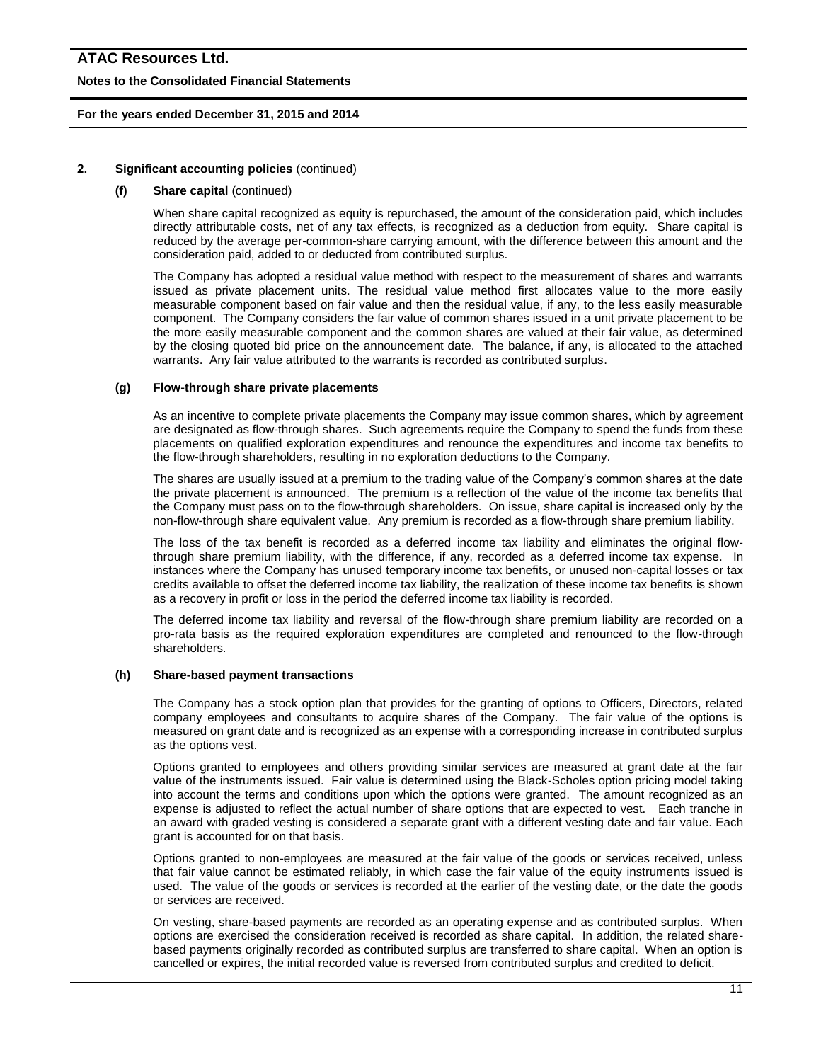## 2. Significant accounting policies (continued)

### (f) Share capital (continued)

When share capital recognized as equity is repurchased, the amount of the consideration paid, which includes directly attributable costs, net of any tax effects, is recognized as a deduction from equity. Share capital is reduced by the average per-common-share carrying amount, with the difference between this amount and the consideration paid, added to or deducted from contributed surplus.

The Company has adopted a residual value method with respect to the measurement of shares and warrants issued as private placement units. The residual value method first allocates value to the more easily measurable component based on fair value and then the residual value, if any, to the less easily measurable component. The Company considers the fair value of common shares issued in a unit private placement to be the more easily measurable component and the common shares are valued at their fair value, as determined by the closing quoted bid price on the announcement date. The balance, if any, is allocated to the attached warrants. Any fair value attributed to the warrants is recorded as contributed surplus.

### (g) Flow-through share private placements

As an incentive to complete private placements the Company may issue common shares, which by agreement are designated as flow-through shares. Such agreements require the Company to spend the funds from these placements on qualified exploration expenditures and renounce the expenditures and income tax benefits to the flow-through shareholders, resulting in no exploration deductions to the Company.

The shares are usually issued at a premium to the trading value of the Company's common shares at the date the private placement is announced. The premium is a reflection of the value of the income tax benefits that the Company must pass on to the flow-through shareholders. On issue, share capital is increased only by the non-flow-through share equivalent value. Any premium is recorded as a flow-through share premium liability.

The loss of the tax benefit is recorded as a deferred income tax liability and eliminates the original flow-through share premium liability, with the difference, if any, recorded as a deferred income tax expense. In instances where the Company has unused temporary income tax benefits, or unused non-capital losses or tax credits available to offset the deferred income tax liability, the realization of these income tax benefits is shown as a recovery in profit or loss in the period the deferred income tax liability is recorded.

The deferred income tax liability and reversal of the flow-through share premium liability are recorded on a pro-rata basis as the required exploration expenditures are completed and renounced to the flow-through shareholders.

### (h) Share-based payment transactions

The Company has a stock option plan that provides for the granting of options to Officers, Directors, related company employees and consultants to acquire shares of the Company. The fair value of the options is measured on grant date and is recognized as an expense with a corresponding increase in contributed surplus as the options vest.

Options granted to employees and others providing similar services are measured at grant date at the fair value of the instruments issued. Fair value is determined using the Black-Scholes option pricing model taking into account the terms and conditions upon which the options were granted. The amount recognized as an expense is adjusted to reflect the actual number of share options that are expected to vest. Each tranche in an award with graded vesting is considered a separate grant with a different vesting date and fair value. Each grant is accounted for on that basis.

Options granted to non-employees are measured at the fair value of the goods or services received, unless that fair value cannot be estimated reliably, in which case the fair value of the equity instruments issued is used. The value of the goods or services is recorded at the earlier of the vesting date, or the date the goods or services are received.

On vesting, share-based payments are recorded as an operating expense and as contributed surplus. When options are exercised the consideration received is recorded as share capital. In addition, the related share-based payments originally recorded as contributed surplus are transferred to share capital. When an option is cancelled or expires, the initial recorded value is reversed from contributed surplus and credited to deficit.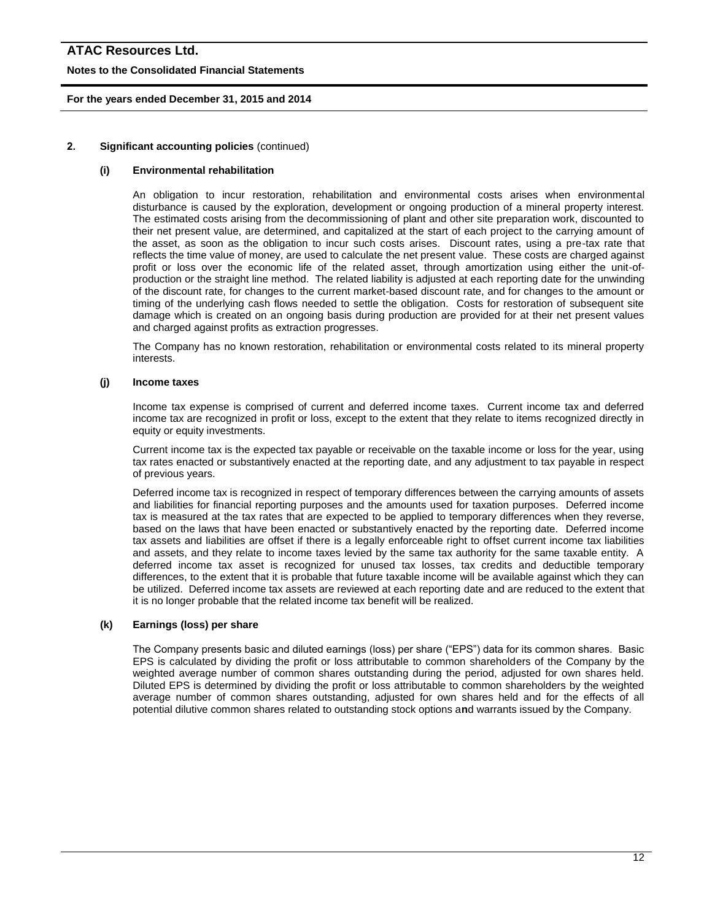## 2. Significant accounting policies (continued)

### (i) Environmental rehabilitation

An obligation to incur restoration, rehabilitation and environmental costs arises when environmental disturbance is caused by the exploration, development or ongoing production of a mineral property interest. The estimated costs arising from the decommissioning of plant and other site preparation work, discounted to their net present value, are determined, and capitalized at the start of each project to the carrying amount of the asset, as soon as the obligation to incur such costs arises. Discount rates, using a pre-tax rate that reflects the time value of money, are used to calculate the net present value. These costs are charged against profit or loss over the economic life of the related asset, through amortization using either the unit-of-production or the straight line method. The related liability is adjusted at each reporting date for the unwinding of the discount rate, for changes to the current market-based discount rate, and for changes to the amount or timing of the underlying cash flows needed to settle the obligation. Costs for restoration of subsequent site damage which is created on an ongoing basis during production are provided for at their net present values and charged against profits as extraction progresses.

The Company has no known restoration, rehabilitation or environmental costs related to its mineral property interests.

### (j) Income taxes

Income tax expense is comprised of current and deferred income taxes. Current income tax and deferred income tax are recognized in profit or loss, except to the extent that they relate to items recognized directly in equity or equity investments.

Current income tax is the expected tax payable or receivable on the taxable income or loss for the year, using tax rates enacted or substantively enacted at the reporting date, and any adjustment to tax payable in respect of previous years.

Deferred income tax is recognized in respect of temporary differences between the carrying amounts of assets and liabilities for financial reporting purposes and the amounts used for taxation purposes. Deferred income tax is measured at the tax rates that are expected to be applied to temporary differences when they reverse, based on the laws that have been enacted or substantively enacted by the reporting date. Deferred income tax assets and liabilities are offset if there is a legally enforceable right to offset current income tax liabilities and assets, and they relate to income taxes levied by the same tax authority for the same taxable entity. A deferred income tax asset is recognized for unused tax losses, tax credits and deductible temporary differences, to the extent that it is probable that future taxable income will be available against which they can be utilized. Deferred income tax assets are reviewed at each reporting date and are reduced to the extent that it is no longer probable that the related income tax benefit will be realized.

### (k) Earnings (loss) per share

The Company presents basic and diluted earnings (loss) per share ("EPS") data for its common shares. Basic EPS is calculated by dividing the profit or loss attributable to common shareholders of the Company by the weighted average number of common shares outstanding during the period, adjusted for own shares held. Diluted EPS is determined by dividing the profit or loss attributable to common shareholders by the weighted average number of common shares outstanding, adjusted for own shares held and for the effects of all potential dilutive common shares related to outstanding stock options and warrants issued by the Company.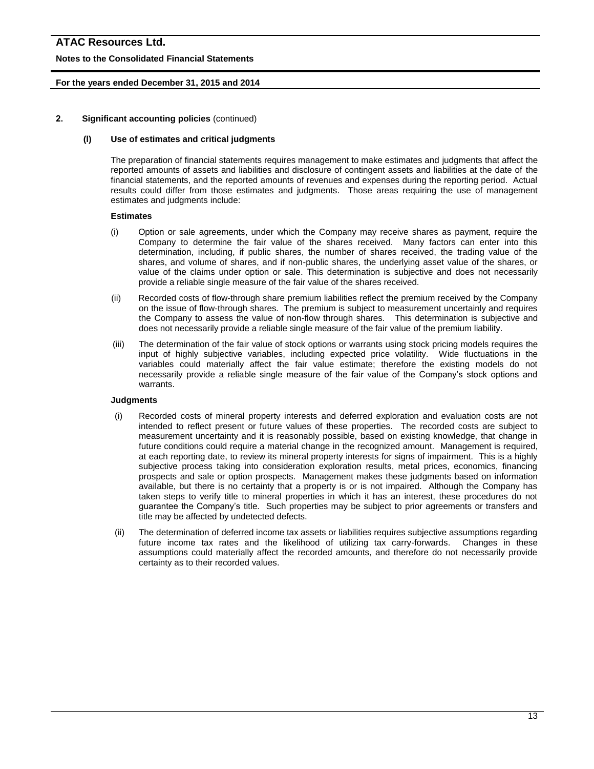## 2. Significant accounting policies (continued)

### (l) Use of estimates and critical judgments

The preparation of financial statements requires management to make estimates and judgments that affect the reported amounts of assets and liabilities and disclosure of contingent assets and liabilities at the date of the financial statements, and the reported amounts of revenues and expenses during the reporting period. Actual results could differ from those estimates and judgments. Those areas requiring the use of management estimates and judgments include:

**Estimates**

(i) Option or sale agreements, under which the Company may receive shares as payment, require the Company to determine the fair value of the shares received. Many factors can enter into this determination, including, if public shares, the number of shares received, the trading value of the shares, and volume of shares, and if non-public shares, the underlying asset value of the shares, or value of the claims under option or sale. This determination is subjective and does not necessarily provide a reliable single measure of the fair value of the shares received.

(ii) Recorded costs of flow-through share premium liabilities reflect the premium received by the Company on the issue of flow-through shares. The premium is subject to measurement uncertainly and requires the Company to assess the value of non-flow through shares. This determination is subjective and does not necessarily provide a reliable single measure of the fair value of the premium liability.

(iii) The determination of the fair value of stock options or warrants using stock pricing models requires the input of highly subjective variables, including expected price volatility. Wide fluctuations in the variables could materially affect the fair value estimate; therefore the existing models do not necessarily provide a reliable single measure of the fair value of the Company's stock options and warrants.

**Judgments**

(i) Recorded costs of mineral property interests and deferred exploration and evaluation costs are not intended to reflect present or future values of these properties. The recorded costs are subject to measurement uncertainty and it is reasonably possible, based on existing knowledge, that change in future conditions could require a material change in the recognized amount. Management is required, at each reporting date, to review its mineral property interests for signs of impairment. This is a highly subjective process taking into consideration exploration results, metal prices, economics, financing prospects and sale or option prospects. Management makes these judgments based on information available, but there is no certainty that a property is or is not impaired. Although the Company has taken steps to verify title to mineral properties in which it has an interest, these procedures do not guarantee the Company's title. Such properties may be subject to prior agreements or transfers and title may be affected by undetected defects.

(ii) The determination of deferred income tax assets or liabilities requires subjective assumptions regarding future income tax rates and the likelihood of utilizing tax carry-forwards. Changes in these assumptions could materially affect the recorded amounts, and therefore do not necessarily provide certainty as to their recorded values.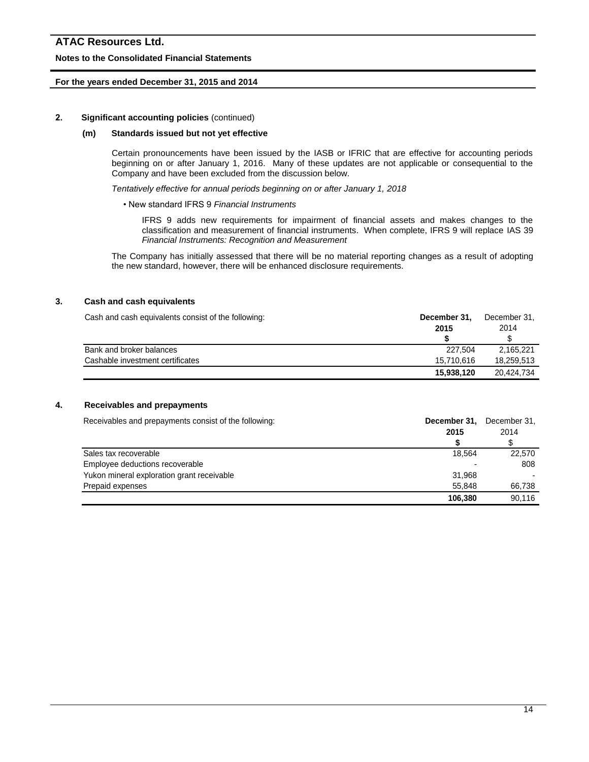## 2. Significant accounting policies (continued)

### (m) Standards issued but not yet effective

Certain pronouncements have been issued by the IASB or IFRIC that are effective for accounting periods beginning on or after January 1, 2016. Many of these updates are not applicable or consequential to the Company and have been excluded from the discussion below.

*Tentatively effective for annual periods beginning on or after January 1, 2018*

- New standard IFRS 9 *Financial Instruments*

  IFRS 9 adds new requirements for impairment of financial assets and makes changes to the classification and measurement of financial instruments. When complete, IFRS 9 will replace IAS 39 *Financial Instruments: Recognition and Measurement*

The Company has initially assessed that there will be no material reporting changes as a result of adopting the new standard, however, there will be enhanced disclosure requirements.

## 3. Cash and cash equivalents

| Cash and cash equivalents consist of the following: | **December 31, 2015** | December 31, 2014 |
|---|---|---|
| | **$** | $ |
| Bank and broker balances | 227,504 | 2,165,221 |
| Cashable investment certificates | 15,710,616 | 18,259,513 |
| | **15,938,120** | 20,424,734 |

## 4. Receivables and prepayments

| Receivables and prepayments consist of the following: | **December 31, 2015** | December 31, 2014 |
|---|---|---|
| | **$** | $ |
| Sales tax recoverable | 18,564 | 22,570 |
| Employee deductions recoverable | - | 808 |
| Yukon mineral exploration grant receivable | 31,968 | - |
| Prepaid expenses | 55,848 | 66,738 |
| | **106,380** | 90,116 |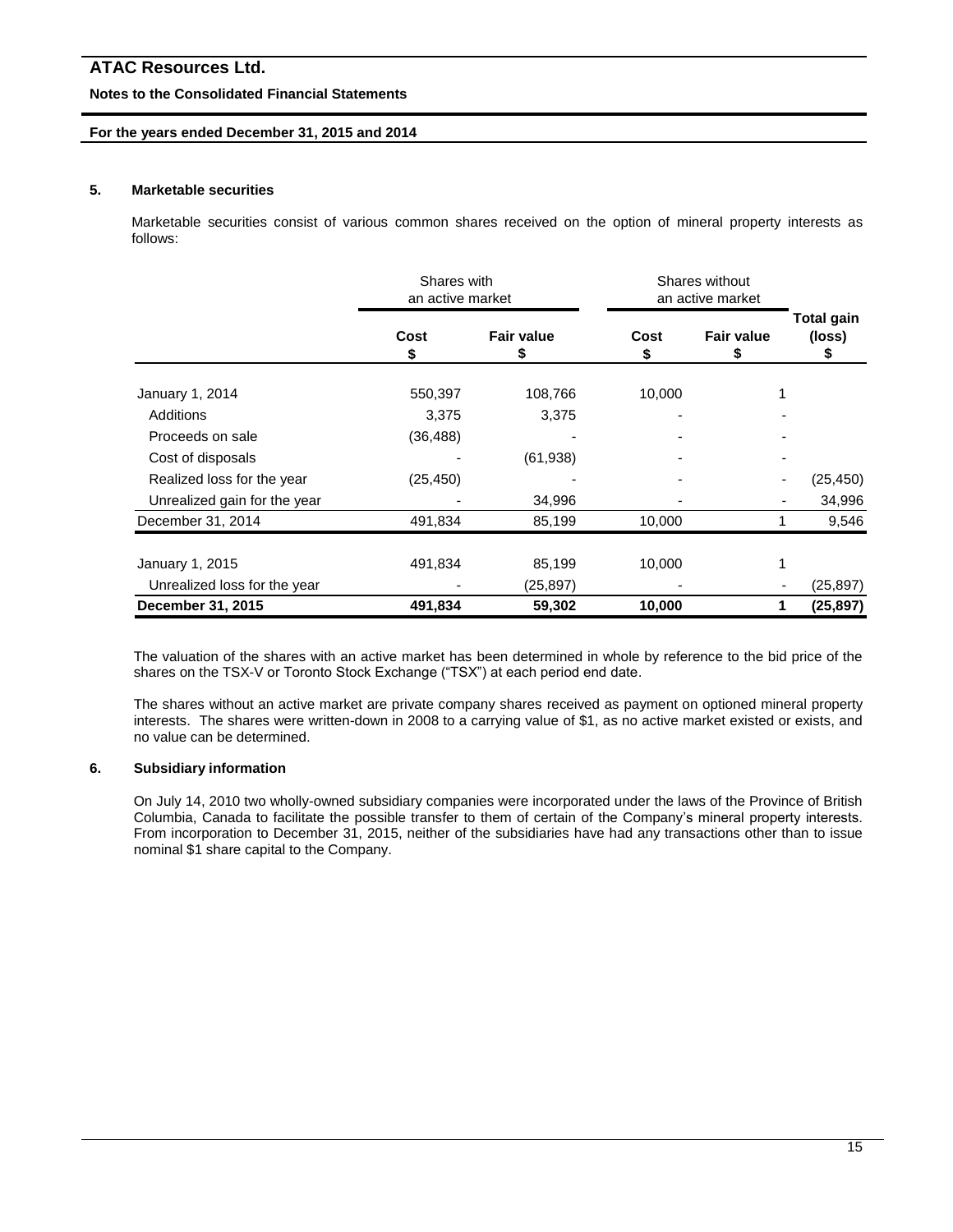## 5. Marketable securities

Marketable securities consist of various common shares received on the option of mineral property interests as follows:

| | Shares with an active market | | Shares without an active market | | |
|---|---|---|---|---|---|
| | Cost<br>$ | Fair value<br>$ | Cost<br>$ | Fair value<br>$ | Total gain (loss)<br>$ |
| January 1, 2014 | 550,397 | 108,766 | 10,000 | 1 | |
| Additions | 3,375 | 3,375 | - | - | |
| Proceeds on sale | (36,488) | - | - | - | |
| Cost of disposals | - | (61,938) | - | - | |
| Realized loss for the year | (25,450) | - | - | - | (25,450) |
| Unrealized gain for the year | - | 34,996 | - | - | 34,996 |
| December 31, 2014 | 491,834 | 85,199 | 10,000 | 1 | 9,546 |
| January 1, 2015 | 491,834 | 85,199 | 10,000 | 1 | |
| Unrealized loss for the year | - | (25,897) | - | - | (25,897) |
| **December 31, 2015** | **491,834** | **59,302** | **10,000** | **1** | **(25,897)** |

The valuation of the shares with an active market has been determined in whole by reference to the bid price of the shares on the TSX-V or Toronto Stock Exchange ("TSX") at each period end date.

The shares without an active market are private company shares received as payment on optioned mineral property interests. The shares were written-down in 2008 to a carrying value of $1, as no active market existed or exists, and no value can be determined.

## 6. Subsidiary information

On July 14, 2010 two wholly-owned subsidiary companies were incorporated under the laws of the Province of British Columbia, Canada to facilitate the possible transfer to them of certain of the Company's mineral property interests. From incorporation to December 31, 2015, neither of the subsidiaries have had any transactions other than to issue nominal $1 share capital to the Company.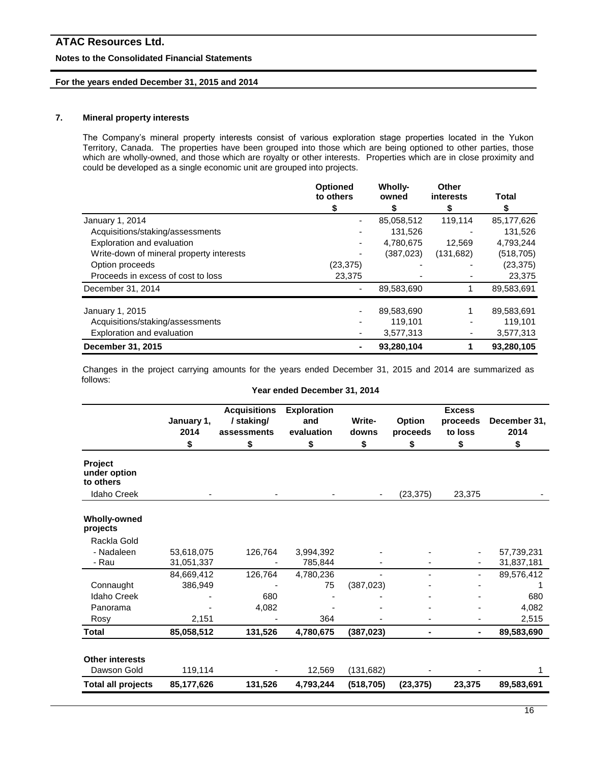## 7. Mineral property interests

The Company's mineral property interests consist of various exploration stage properties located in the Yukon Territory, Canada. The properties have been grouped into those which are being optioned to other parties, those which are wholly-owned, and those which are royalty or other interests. Properties which are in close proximity and could be developed as a single economic unit are grouped into projects.

| | Optioned to others | Wholly-owned | Other interests | Total |
|---|---|---|---|---|
| | $ | $ | $ | $ |
| January 1, 2014 | - | 85,058,512 | 119,114 | 85,177,626 |
| Acquisitions/staking/assessments | - | 131,526 | - | 131,526 |
| Exploration and evaluation | - | 4,780,675 | 12,569 | 4,793,244 |
| Write-down of mineral property interests | - | (387,023) | (131,682) | (518,705) |
| Option proceeds | (23,375) | - | - | (23,375) |
| Proceeds in excess of cost to loss | 23,375 | - | - | 23,375 |
| December 31, 2014 | - | 89,583,690 | 1 | 89,583,691 |
| January 1, 2015 | - | 89,583,690 | 1 | 89,583,691 |
| Acquisitions/staking/assessments | - | 119,101 | - | 119,101 |
| Exploration and evaluation | - | 3,577,313 | - | 3,577,313 |
| **December 31, 2015** | **-** | **93,280,104** | **1** | **93,280,105** |

Changes in the project carrying amounts for the years ended December 31, 2015 and 2014 are summarized as follows:

**Year ended December 31, 2014**

| | January 1, 2014 | Acquisitions / staking/ assessments | Exploration and evaluation | Write-downs | Option proceeds | Excess proceeds to loss | December 31, 2014 |
|---|---|---|---|---|---|---|---|
| | $ | $ | $ | $ | $ | $ | $ |
| **Project under option to others** | | | | | | | |
| Idaho Creek | - | - | - | - | (23,375) | 23,375 | - |
| **Wholly-owned projects** | | | | | | | |
| Rackla Gold | | | | | | | |
| - Nadaleen | 53,618,075 | 126,764 | 3,994,392 | - | - | - | 57,739,231 |
| - Rau | 31,051,337 | - | 785,844 | - | - | - | 31,837,181 |
| | 84,669,412 | 126,764 | 4,780,236 | - | - | - | 89,576,412 |
| Connaught | 386,949 | - | 75 | (387,023) | - | - | 1 |
| Idaho Creek | - | 680 | - | - | - | - | 680 |
| Panorama | - | 4,082 | - | - | - | - | 4,082 |
| Rosy | 2,151 | - | 364 | - | - | - | 2,515 |
| **Total** | **85,058,512** | **131,526** | **4,780,675** | **(387,023)** | **-** | **-** | **89,583,690** |
| **Other interests** | | | | | | | |
| Dawson Gold | 119,114 | - | 12,569 | (131,682) | - | - | 1 |
| **Total all projects** | **85,177,626** | **131,526** | **4,793,244** | **(518,705)** | **(23,375)** | **23,375** | **89,583,691** |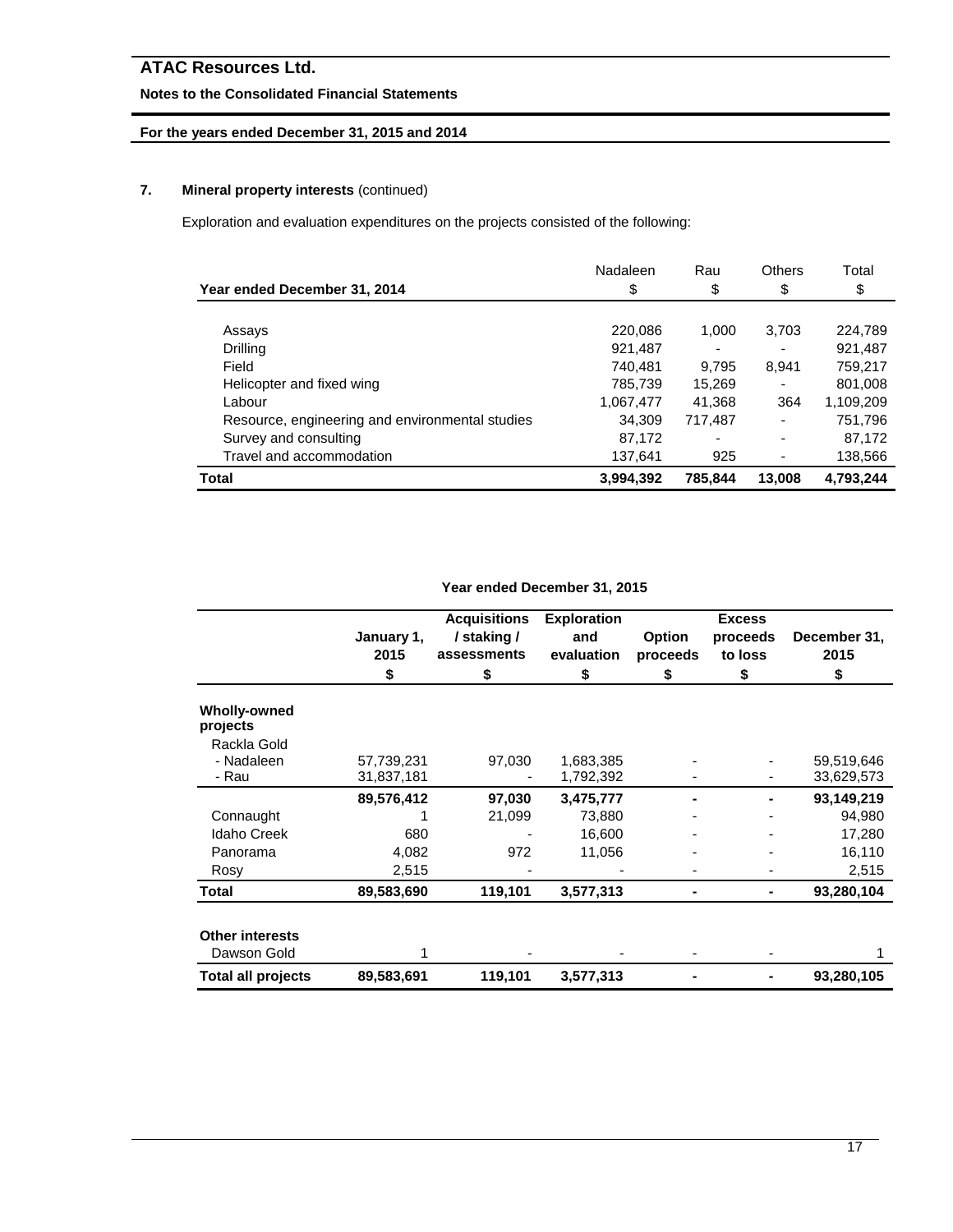## 7. Mineral property interests (continued)

Exploration and evaluation expenditures on the projects consisted of the following:

| Year ended December 31, 2014 | Nadaleen $ | Rau $ | Others $ | Total $ |
|---|---|---|---|---|
| Assays | 220,086 | 1,000 | 3,703 | 224,789 |
| Drilling | 921,487 | - | - | 921,487 |
| Field | 740,481 | 9,795 | 8,941 | 759,217 |
| Helicopter and fixed wing | 785,739 | 15,269 | - | 801,008 |
| Labour | 1,067,477 | 41,368 | 364 | 1,109,209 |
| Resource, engineering and environmental studies | 34,309 | 717,487 | - | 751,796 |
| Survey and consulting | 87,172 | - | - | 87,172 |
| Travel and accommodation | 137,641 | 925 | - | 138,566 |
| **Total** | **3,994,392** | **785,844** | **13,008** | **4,793,244** |

**Year ended December 31, 2015**

| | January 1, 2015 $ | Acquisitions / staking / assessments $ | Exploration and evaluation $ | Option proceeds $ | Excess proceeds to loss $ | December 31, 2015 $ |
|---|---|---|---|---|---|---|
| **Wholly-owned projects** | | | | | | |
| Rackla Gold | | | | | | |
| - Nadaleen | 57,739,231 | 97,030 | 1,683,385 | - | - | 59,519,646 |
| - Rau | 31,837,181 | - | 1,792,392 | - | - | 33,629,573 |
| | **89,576,412** | **97,030** | **3,475,777** | **-** | **-** | **93,149,219** |
| Connaught | 1 | 21,099 | 73,880 | - | - | 94,980 |
| Idaho Creek | 680 | - | 16,600 | - | - | 17,280 |
| Panorama | 4,082 | 972 | 11,056 | - | - | 16,110 |
| Rosy | 2,515 | - | - | - | - | 2,515 |
| **Total** | **89,583,690** | **119,101** | **3,577,313** | **-** | **-** | **93,280,104** |
| **Other interests** | | | | | | |
| Dawson Gold | 1 | - | - | - | - | 1 |
| **Total all projects** | **89,583,691** | **119,101** | **3,577,313** | **-** | **-** | **93,280,105** |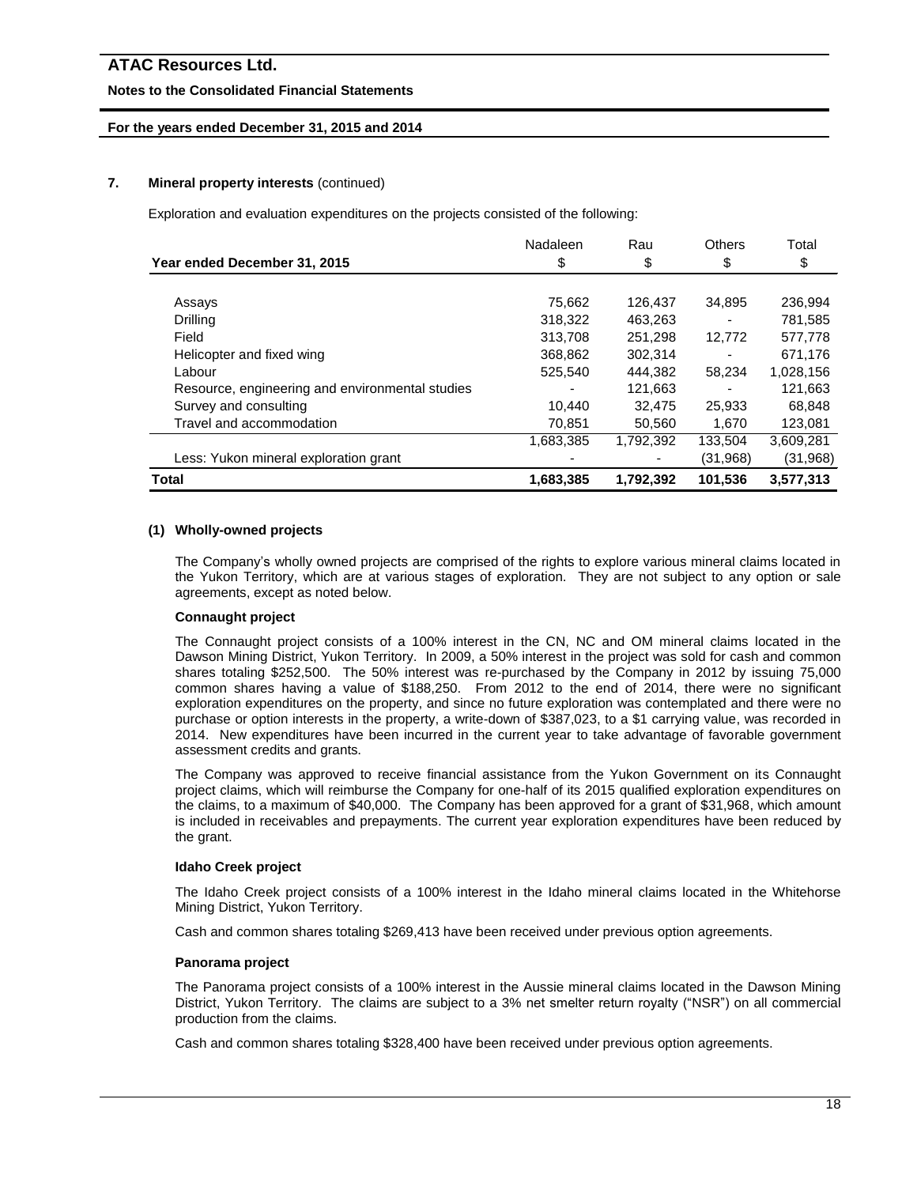## 7. Mineral property interests (continued)

Exploration and evaluation expenditures on the projects consisted of the following:

| Year ended December 31, 2015 | Nadaleen<br>$ | Rau<br>$ | Others<br>$ | Total<br>$ |
|---|---|---|---|---|
| Assays | 75,662 | 126,437 | 34,895 | 236,994 |
| Drilling | 318,322 | 463,263 | - | 781,585 |
| Field | 313,708 | 251,298 | 12,772 | 577,778 |
| Helicopter and fixed wing | 368,862 | 302,314 | - | 671,176 |
| Labour | 525,540 | 444,382 | 58,234 | 1,028,156 |
| Resource, engineering and environmental studies | - | 121,663 | - | 121,663 |
| Survey and consulting | 10,440 | 32,475 | 25,933 | 68,848 |
| Travel and accommodation | 70,851 | 50,560 | 1,670 | 123,081 |
| | 1,683,385 | 1,792,392 | 133,504 | 3,609,281 |
| Less: Yukon mineral exploration grant | - | - | (31,968) | (31,968) |
| **Total** | **1,683,385** | **1,792,392** | **101,536** | **3,577,313** |

### (1) Wholly-owned projects

The Company's wholly owned projects are comprised of the rights to explore various mineral claims located in the Yukon Territory, which are at various stages of exploration. They are not subject to any option or sale agreements, except as noted below.

**Connaught project**

The Connaught project consists of a 100% interest in the CN, NC and OM mineral claims located in the Dawson Mining District, Yukon Territory. In 2009, a 50% interest in the project was sold for cash and common shares totaling $252,500. The 50% interest was re-purchased by the Company in 2012 by issuing 75,000 common shares having a value of $188,250. From 2012 to the end of 2014, there were no significant exploration expenditures on the property, and since no future exploration was contemplated and there were no purchase or option interests in the property, a write-down of $387,023, to a $1 carrying value, was recorded in 2014. New expenditures have been incurred in the current year to take advantage of favorable government assessment credits and grants.

The Company was approved to receive financial assistance from the Yukon Government on its Connaught project claims, which will reimburse the Company for one-half of its 2015 qualified exploration expenditures on the claims, to a maximum of $40,000. The Company has been approved for a grant of $31,968, which amount is included in receivables and prepayments. The current year exploration expenditures have been reduced by the grant.

**Idaho Creek project**

The Idaho Creek project consists of a 100% interest in the Idaho mineral claims located in the Whitehorse Mining District, Yukon Territory.

Cash and common shares totaling $269,413 have been received under previous option agreements.

**Panorama project**

The Panorama project consists of a 100% interest in the Aussie mineral claims located in the Dawson Mining District, Yukon Territory. The claims are subject to a 3% net smelter return royalty ("NSR") on all commercial production from the claims.

Cash and common shares totaling $328,400 have been received under previous option agreements.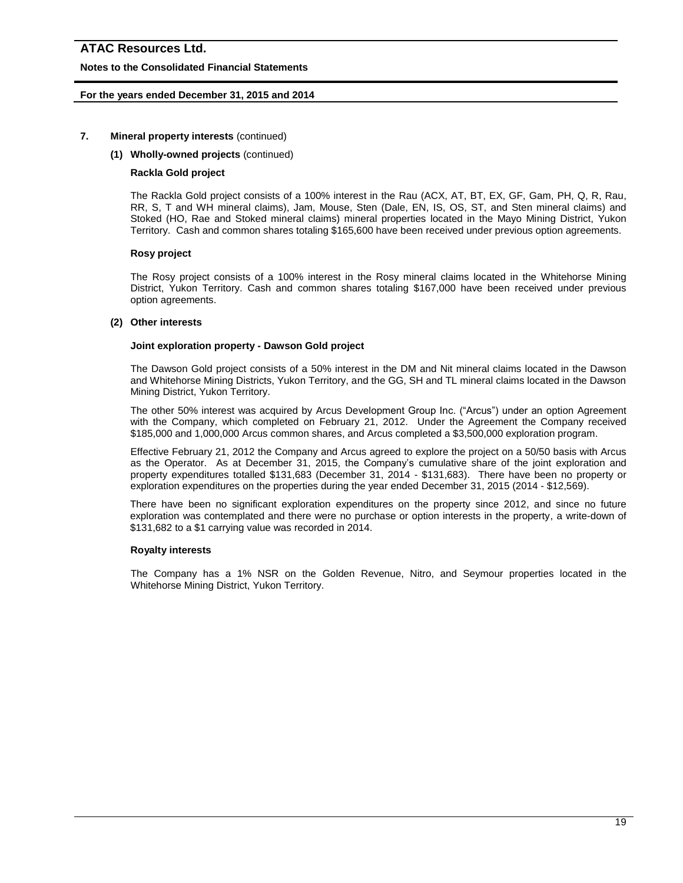### 7. Mineral property interests (continued)

#### (1) Wholly-owned projects (continued)

**Rackla Gold project**

The Rackla Gold project consists of a 100% interest in the Rau (ACX, AT, BT, EX, GF, Gam, PH, Q, R, Rau, RR, S, T and WH mineral claims), Jam, Mouse, Sten (Dale, EN, IS, OS, ST, and Sten mineral claims) and Stoked (HO, Rae and Stoked mineral claims) mineral properties located in the Mayo Mining District, Yukon Territory. Cash and common shares totaling $165,600 have been received under previous option agreements.

**Rosy project**

The Rosy project consists of a 100% interest in the Rosy mineral claims located in the Whitehorse Mining District, Yukon Territory. Cash and common shares totaling $167,000 have been received under previous option agreements.

#### (2) Other interests

**Joint exploration property - Dawson Gold project**

The Dawson Gold project consists of a 50% interest in the DM and Nit mineral claims located in the Dawson and Whitehorse Mining Districts, Yukon Territory, and the GG, SH and TL mineral claims located in the Dawson Mining District, Yukon Territory.

The other 50% interest was acquired by Arcus Development Group Inc. ("Arcus") under an option Agreement with the Company, which completed on February 21, 2012. Under the Agreement the Company received $185,000 and 1,000,000 Arcus common shares, and Arcus completed a $3,500,000 exploration program.

Effective February 21, 2012 the Company and Arcus agreed to explore the project on a 50/50 basis with Arcus as the Operator. As at December 31, 2015, the Company's cumulative share of the joint exploration and property expenditures totalled $131,683 (December 31, 2014 - $131,683). There have been no property or exploration expenditures on the properties during the year ended December 31, 2015 (2014 - $12,569).

There have been no significant exploration expenditures on the property since 2012, and since no future exploration was contemplated and there were no purchase or option interests in the property, a write-down of $131,682 to a $1 carrying value was recorded in 2014.

**Royalty interests**

The Company has a 1% NSR on the Golden Revenue, Nitro, and Seymour properties located in the Whitehorse Mining District, Yukon Territory.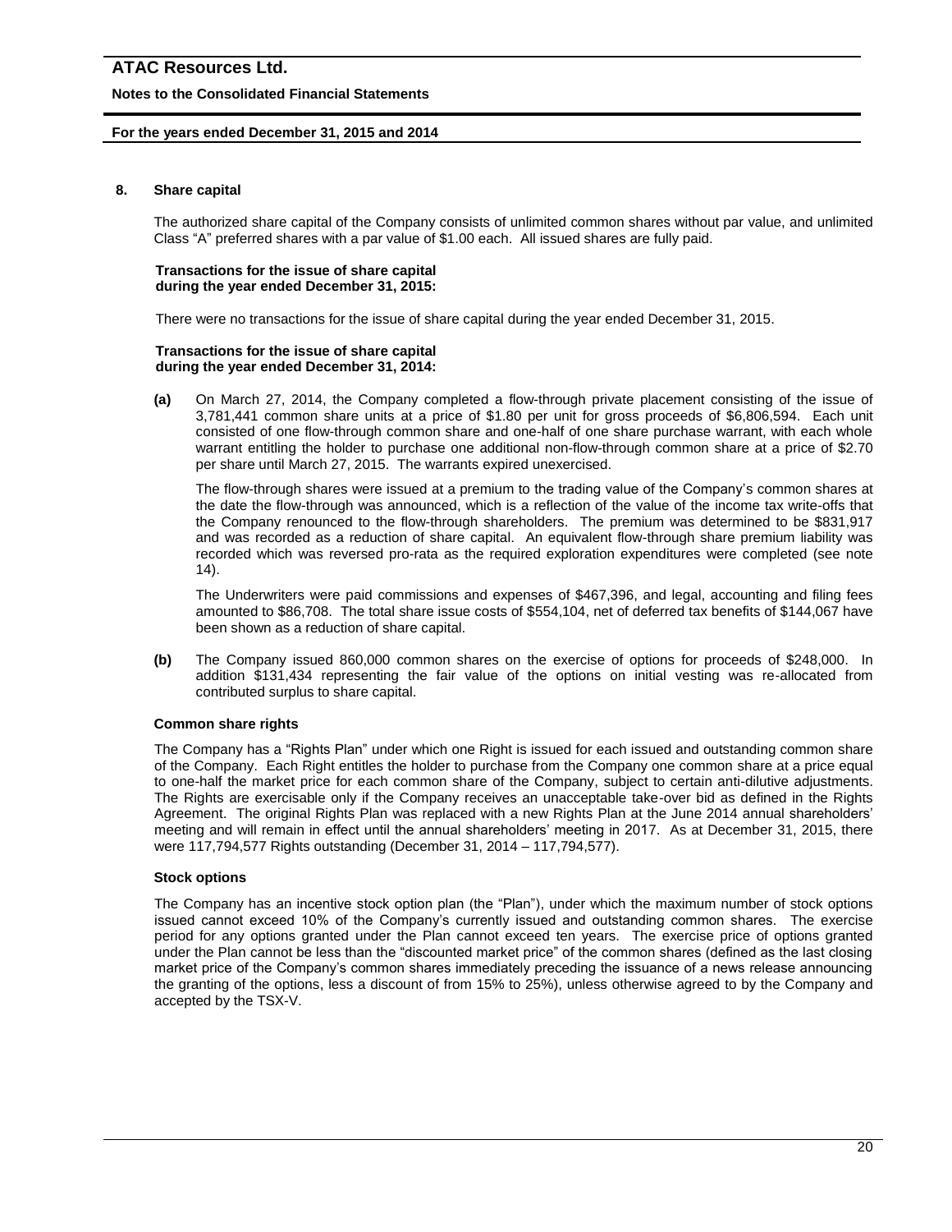## 8. Share capital

The authorized share capital of the Company consists of unlimited common shares without par value, and unlimited Class "A" preferred shares with a par value of $1.00 each. All issued shares are fully paid.

**Transactions for the issue of share capital during the year ended December 31, 2015:**

There were no transactions for the issue of share capital during the year ended December 31, 2015.

**Transactions for the issue of share capital during the year ended December 31, 2014:**

**(a)** On March 27, 2014, the Company completed a flow-through private placement consisting of the issue of 3,781,441 common share units at a price of $1.80 per unit for gross proceeds of $6,806,594. Each unit consisted of one flow-through common share and one-half of one share purchase warrant, with each whole warrant entitling the holder to purchase one additional non-flow-through common share at a price of $2.70 per share until March 27, 2015. The warrants expired unexercised.

The flow-through shares were issued at a premium to the trading value of the Company's common shares at the date the flow-through was announced, which is a reflection of the value of the income tax write-offs that the Company renounced to the flow-through shareholders. The premium was determined to be $831,917 and was recorded as a reduction of share capital. An equivalent flow-through share premium liability was recorded which was reversed pro-rata as the required exploration expenditures were completed (see note 14).

The Underwriters were paid commissions and expenses of $467,396, and legal, accounting and filing fees amounted to $86,708. The total share issue costs of $554,104, net of deferred tax benefits of $144,067 have been shown as a reduction of share capital.

**(b)** The Company issued 860,000 common shares on the exercise of options for proceeds of $248,000. In addition $131,434 representing the fair value of the options on initial vesting was re-allocated from contributed surplus to share capital.

### Common share rights

The Company has a "Rights Plan" under which one Right is issued for each issued and outstanding common share of the Company. Each Right entitles the holder to purchase from the Company one common share at a price equal to one-half the market price for each common share of the Company, subject to certain anti-dilutive adjustments. The Rights are exercisable only if the Company receives an unacceptable take-over bid as defined in the Rights Agreement. The original Rights Plan was replaced with a new Rights Plan at the June 2014 annual shareholders' meeting and will remain in effect until the annual shareholders' meeting in 2017. As at December 31, 2015, there were 117,794,577 Rights outstanding (December 31, 2014 – 117,794,577).

### Stock options

The Company has an incentive stock option plan (the "Plan"), under which the maximum number of stock options issued cannot exceed 10% of the Company's currently issued and outstanding common shares. The exercise period for any options granted under the Plan cannot exceed ten years. The exercise price of options granted under the Plan cannot be less than the "discounted market price" of the common shares (defined as the last closing market price of the Company's common shares immediately preceding the issuance of a news release announcing the granting of the options, less a discount of from 15% to 25%), unless otherwise agreed to by the Company and accepted by the TSX-V.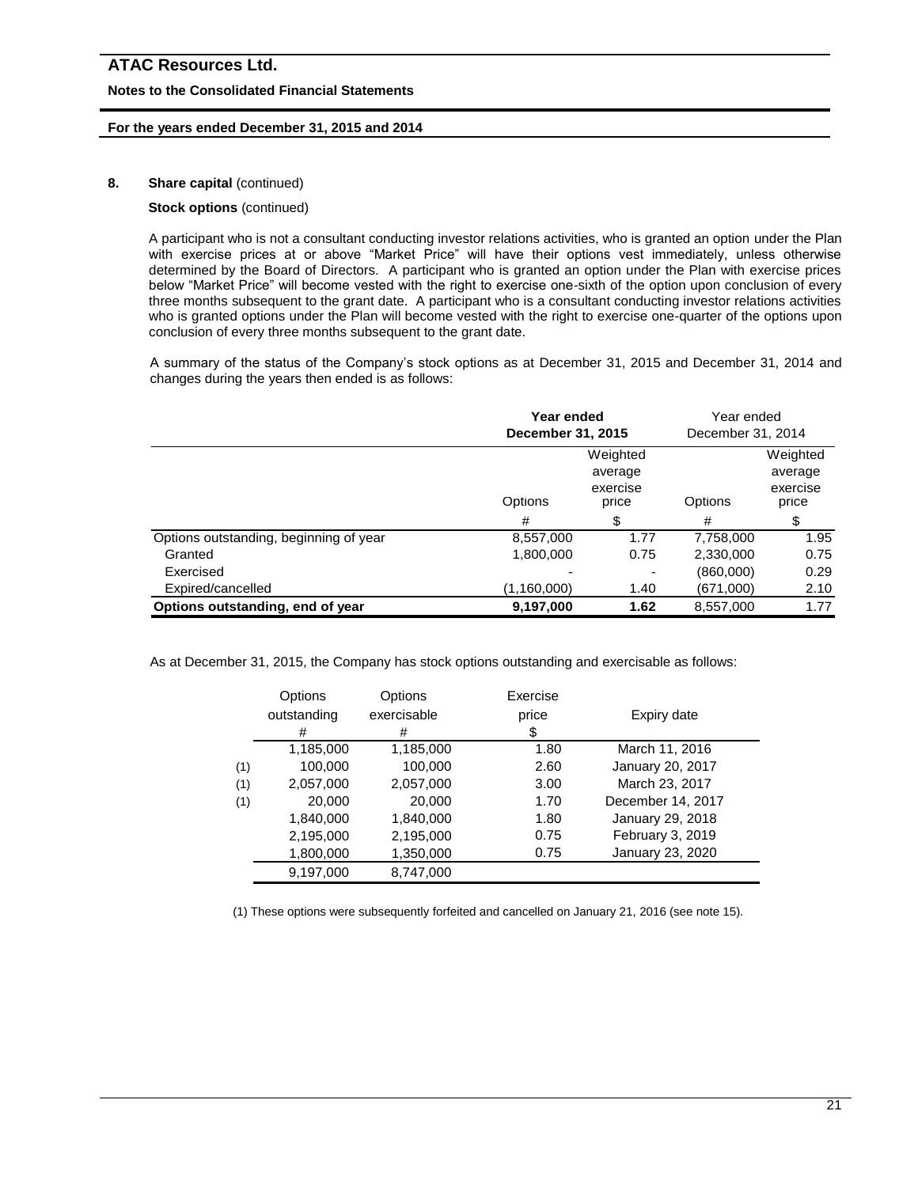**8. Share capital** (continued)

**Stock options** (continued)

A participant who is not a consultant conducting investor relations activities, who is granted an option under the Plan with exercise prices at or above "Market Price" will have their options vest immediately, unless otherwise determined by the Board of Directors. A participant who is granted an option under the Plan with exercise prices below "Market Price" will become vested with the right to exercise one-sixth of the option upon conclusion of every three months subsequent to the grant date. A participant who is a consultant conducting investor relations activities who is granted options under the Plan will become vested with the right to exercise one-quarter of the options upon conclusion of every three months subsequent to the grant date.

A summary of the status of the Company's stock options as at December 31, 2015 and December 31, 2014 and changes during the years then ended is as follows:

| | **Year ended December 31, 2015** | | Year ended December 31, 2014 | |
|---|---|---|---|---|
| | Options | Weighted average exercise price | Options | Weighted average exercise price |
| | # | $ | # | $ |
| Options outstanding, beginning of year | 8,557,000 | 1.77 | 7,758,000 | 1.95 |
| Granted | 1,800,000 | 0.75 | 2,330,000 | 0.75 |
| Exercised | - | - | (860,000) | 0.29 |
| Expired/cancelled | (1,160,000) | 1.40 | (671,000) | 2.10 |
| **Options outstanding, end of year** | **9,197,000** | **1.62** | 8,557,000 | 1.77 |

As at December 31, 2015, the Company has stock options outstanding and exercisable as follows:

| | Options outstanding | Options exercisable | Exercise price | Expiry date |
|---|---|---|---|---|
| | # | # | $ | |
| | 1,185,000 | 1,185,000 | 1.80 | March 11, 2016 |
| (1) | 100,000 | 100,000 | 2.60 | January 20, 2017 |
| (1) | 2,057,000 | 2,057,000 | 3.00 | March 23, 2017 |
| (1) | 20,000 | 20,000 | 1.70 | December 14, 2017 |
| | 1,840,000 | 1,840,000 | 1.80 | January 29, 2018 |
| | 2,195,000 | 2,195,000 | 0.75 | February 3, 2019 |
| | 1,800,000 | 1,350,000 | 0.75 | January 23, 2020 |
| | 9,197,000 | 8,747,000 | | |

(1) These options were subsequently forfeited and cancelled on January 21, 2016 (see note 15).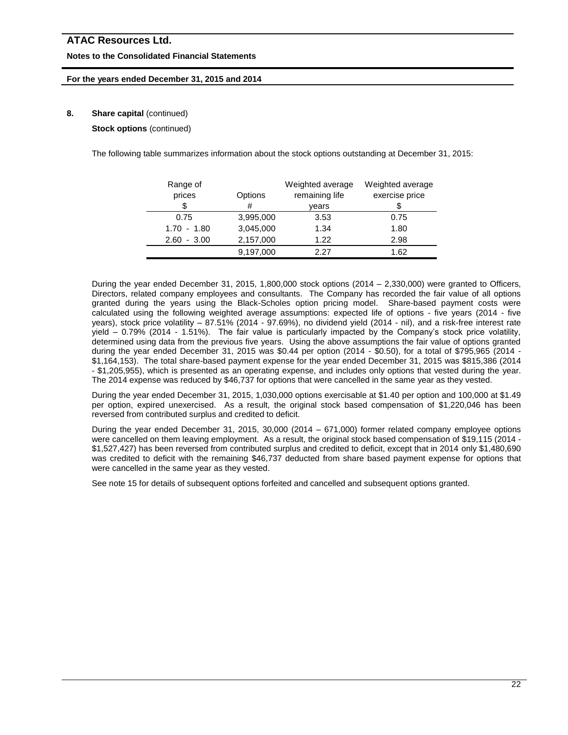## 8. Share capital (continued)

**Stock options** (continued)

The following table summarizes information about the stock options outstanding at December 31, 2015:

| Range of prices $ | Options # | Weighted average remaining life years | Weighted average exercise price $ |
|---|---|---|---|
| 0.75 | 3,995,000 | 3.53 | 0.75 |
| 1.70 - 1.80 | 3,045,000 | 1.34 | 1.80 |
| 2.60 - 3.00 | 2,157,000 | 1.22 | 2.98 |
| | 9,197,000 | 2.27 | 1.62 |

During the year ended December 31, 2015, 1,800,000 stock options (2014 – 2,330,000) were granted to Officers, Directors, related company employees and consultants. The Company has recorded the fair value of all options granted during the years using the Black-Scholes option pricing model. Share-based payment costs were calculated using the following weighted average assumptions: expected life of options - five years (2014 - five years), stock price volatility – 87.51% (2014 - 97.69%), no dividend yield (2014 - nil), and a risk-free interest rate yield – 0.79% (2014 - 1.51%). The fair value is particularly impacted by the Company's stock price volatility, determined using data from the previous five years. Using the above assumptions the fair value of options granted during the year ended December 31, 2015 was $0.44 per option (2014 - $0.50), for a total of $795,965 (2014 - $1,164,153). The total share-based payment expense for the year ended December 31, 2015 was $815,386 (2014 - $1,205,955), which is presented as an operating expense, and includes only options that vested during the year. The 2014 expense was reduced by $46,737 for options that were cancelled in the same year as they vested.

During the year ended December 31, 2015, 1,030,000 options exercisable at $1.40 per option and 100,000 at $1.49 per option, expired unexercised. As a result, the original stock based compensation of $1,220,046 has been reversed from contributed surplus and credited to deficit.

During the year ended December 31, 2015, 30,000 (2014 – 671,000) former related company employee options were cancelled on them leaving employment. As a result, the original stock based compensation of $19,115 (2014 - $1,527,427) has been reversed from contributed surplus and credited to deficit, except that in 2014 only $1,480,690 was credited to deficit with the remaining $46,737 deducted from share based payment expense for options that were cancelled in the same year as they vested.

See note 15 for details of subsequent options forfeited and cancelled and subsequent options granted.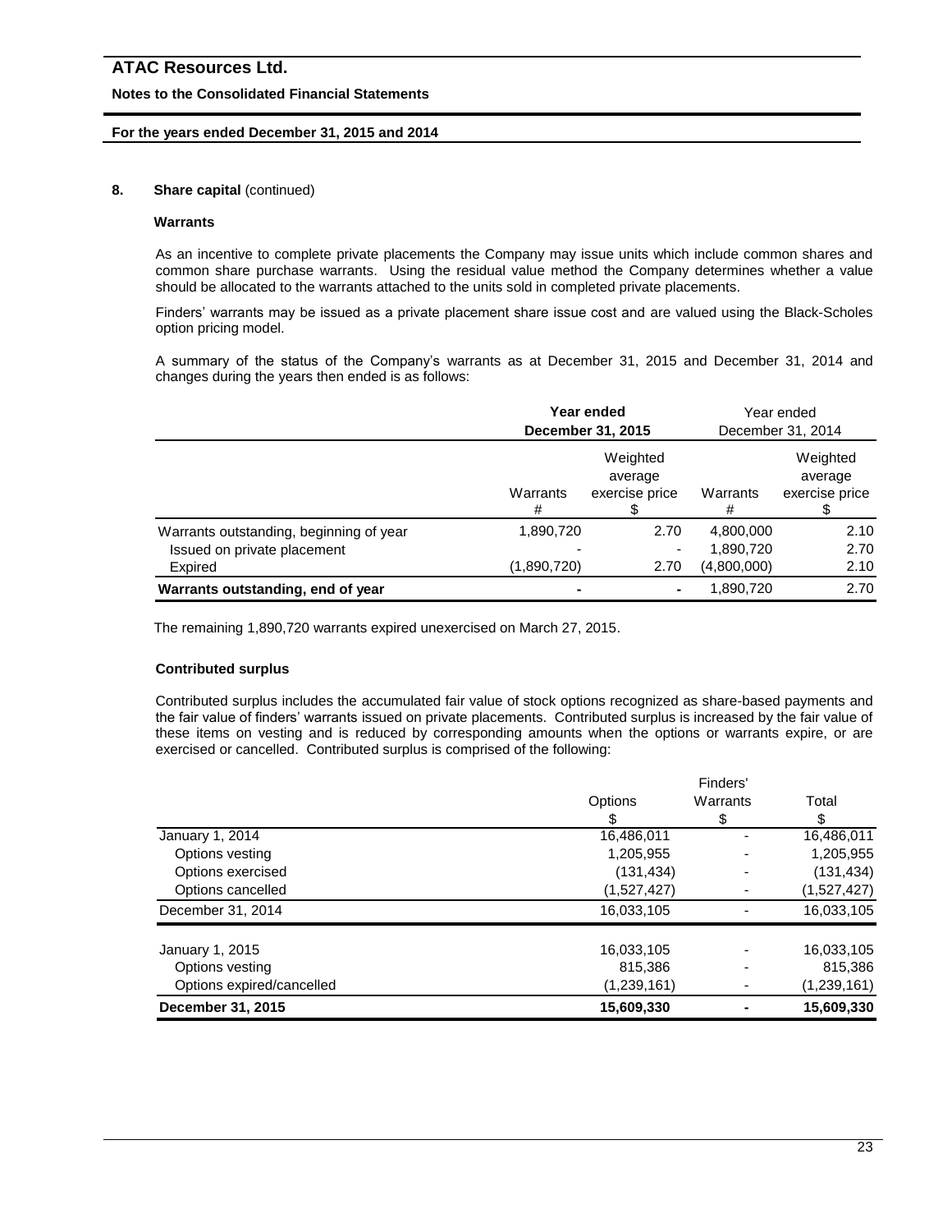### 8. Share capital (continued)

#### Warrants

As an incentive to complete private placements the Company may issue units which include common shares and common share purchase warrants. Using the residual value method the Company determines whether a value should be allocated to the warrants attached to the units sold in completed private placements.

Finders' warrants may be issued as a private placement share issue cost and are valued using the Black-Scholes option pricing model.

A summary of the status of the Company's warrants as at December 31, 2015 and December 31, 2014 and changes during the years then ended is as follows:

| | **Year ended December 31, 2015** | | Year ended December 31, 2014 | |
|---|---|---|---|---|
| | Warrants # | Weighted average exercise price $ | Warrants # | Weighted average exercise price $ |
| Warrants outstanding, beginning of year | 1,890,720 | 2.70 | 4,800,000 | 2.10 |
| Issued on private placement | - | - | 1,890,720 | 2.70 |
| Expired | (1,890,720) | 2.70 | (4,800,000) | 2.10 |
| **Warrants outstanding, end of year** | **-** | **-** | 1,890,720 | 2.70 |

The remaining 1,890,720 warrants expired unexercised on March 27, 2015.

#### Contributed surplus

Contributed surplus includes the accumulated fair value of stock options recognized as share-based payments and the fair value of finders' warrants issued on private placements. Contributed surplus is increased by the fair value of these items on vesting and is reduced by corresponding amounts when the options or warrants expire, or are exercised or cancelled. Contributed surplus is comprised of the following:

| | Options $ | Finders' Warrants $ | Total $ |
|---|---|---|---|
| January 1, 2014 | 16,486,011 | - | 16,486,011 |
| Options vesting | 1,205,955 | - | 1,205,955 |
| Options exercised | (131,434) | - | (131,434) |
| Options cancelled | (1,527,427) | - | (1,527,427) |
| December 31, 2014 | 16,033,105 | - | 16,033,105 |
| | | | |
| January 1, 2015 | 16,033,105 | - | 16,033,105 |
| Options vesting | 815,386 | - | 815,386 |
| Options expired/cancelled | (1,239,161) | - | (1,239,161) |
| **December 31, 2015** | **15,609,330** | **-** | **15,609,330** |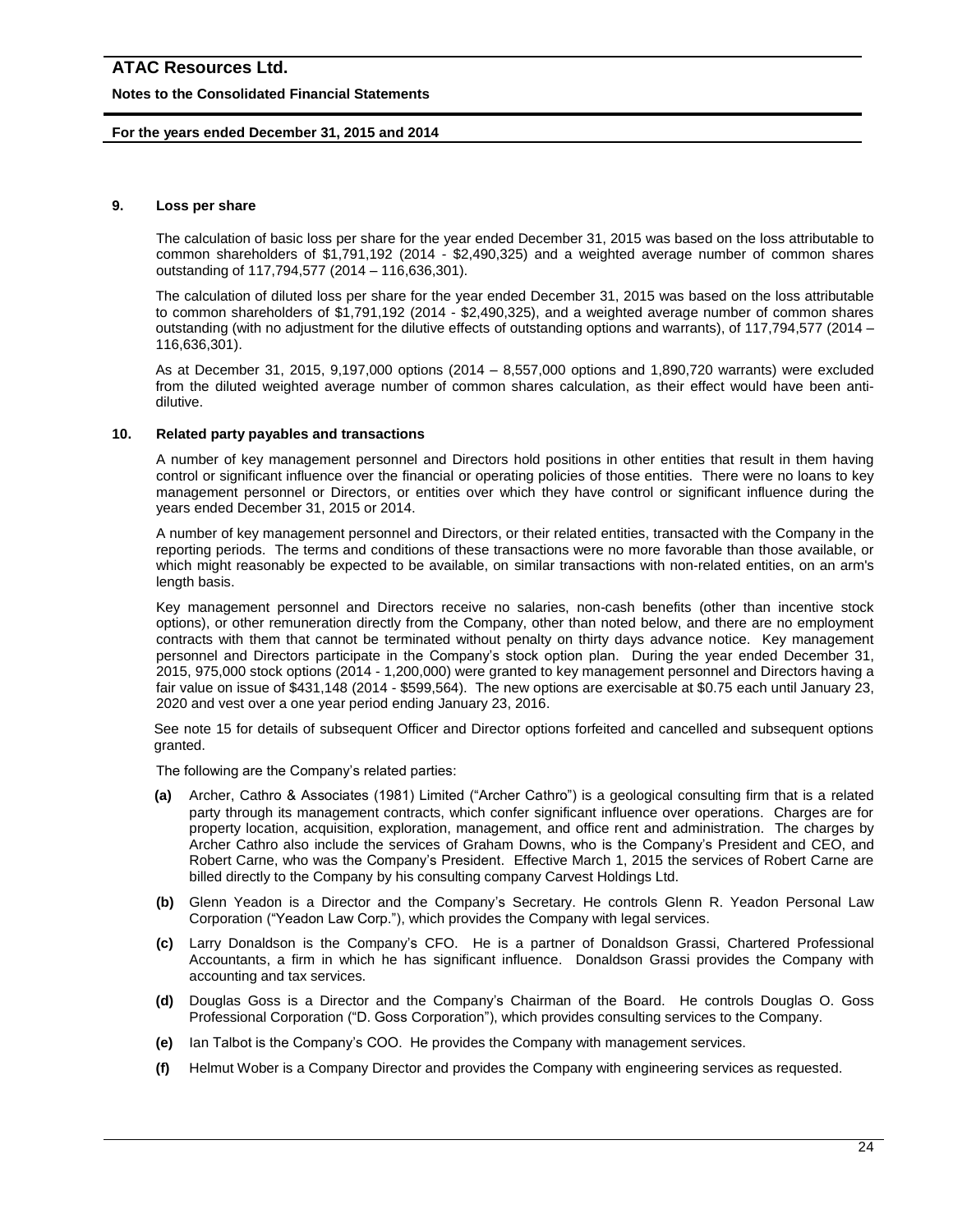## 9. Loss per share

The calculation of basic loss per share for the year ended December 31, 2015 was based on the loss attributable to common shareholders of $1,791,192 (2014 - $2,490,325) and a weighted average number of common shares outstanding of 117,794,577 (2014 – 116,636,301).

The calculation of diluted loss per share for the year ended December 31, 2015 was based on the loss attributable to common shareholders of $1,791,192 (2014 - $2,490,325), and a weighted average number of common shares outstanding (with no adjustment for the dilutive effects of outstanding options and warrants), of 117,794,577 (2014 – 116,636,301).

As at December 31, 2015, 9,197,000 options (2014 – 8,557,000 options and 1,890,720 warrants) were excluded from the diluted weighted average number of common shares calculation, as their effect would have been anti-dilutive.

## 10. Related party payables and transactions

A number of key management personnel and Directors hold positions in other entities that result in them having control or significant influence over the financial or operating policies of those entities. There were no loans to key management personnel or Directors, or entities over which they have control or significant influence during the years ended December 31, 2015 or 2014.

A number of key management personnel and Directors, or their related entities, transacted with the Company in the reporting periods. The terms and conditions of these transactions were no more favorable than those available, or which might reasonably be expected to be available, on similar transactions with non-related entities, on an arm's length basis.

Key management personnel and Directors receive no salaries, non-cash benefits (other than incentive stock options), or other remuneration directly from the Company, other than noted below, and there are no employment contracts with them that cannot be terminated without penalty on thirty days advance notice. Key management personnel and Directors participate in the Company's stock option plan. During the year ended December 31, 2015, 975,000 stock options (2014 - 1,200,000) were granted to key management personnel and Directors having a fair value on issue of $431,148 (2014 - $599,564). The new options are exercisable at $0.75 each until January 23, 2020 and vest over a one year period ending January 23, 2016.

See note 15 for details of subsequent Officer and Director options forfeited and cancelled and subsequent options granted.

The following are the Company's related parties:

**(a)** Archer, Cathro & Associates (1981) Limited ("Archer Cathro") is a geological consulting firm that is a related party through its management contracts, which confer significant influence over operations. Charges are for property location, acquisition, exploration, management, and office rent and administration. The charges by Archer Cathro also include the services of Graham Downs, who is the Company's President and CEO, and Robert Carne, who was the Company's President. Effective March 1, 2015 the services of Robert Carne are billed directly to the Company by his consulting company Carvest Holdings Ltd.

**(b)** Glenn Yeadon is a Director and the Company's Secretary. He controls Glenn R. Yeadon Personal Law Corporation ("Yeadon Law Corp."), which provides the Company with legal services.

**(c)** Larry Donaldson is the Company's CFO. He is a partner of Donaldson Grassi, Chartered Professional Accountants, a firm in which he has significant influence. Donaldson Grassi provides the Company with accounting and tax services.

**(d)** Douglas Goss is a Director and the Company's Chairman of the Board. He controls Douglas O. Goss Professional Corporation ("D. Goss Corporation"), which provides consulting services to the Company.

**(e)** Ian Talbot is the Company's COO. He provides the Company with management services.

**(f)** Helmut Wober is a Company Director and provides the Company with engineering services as requested.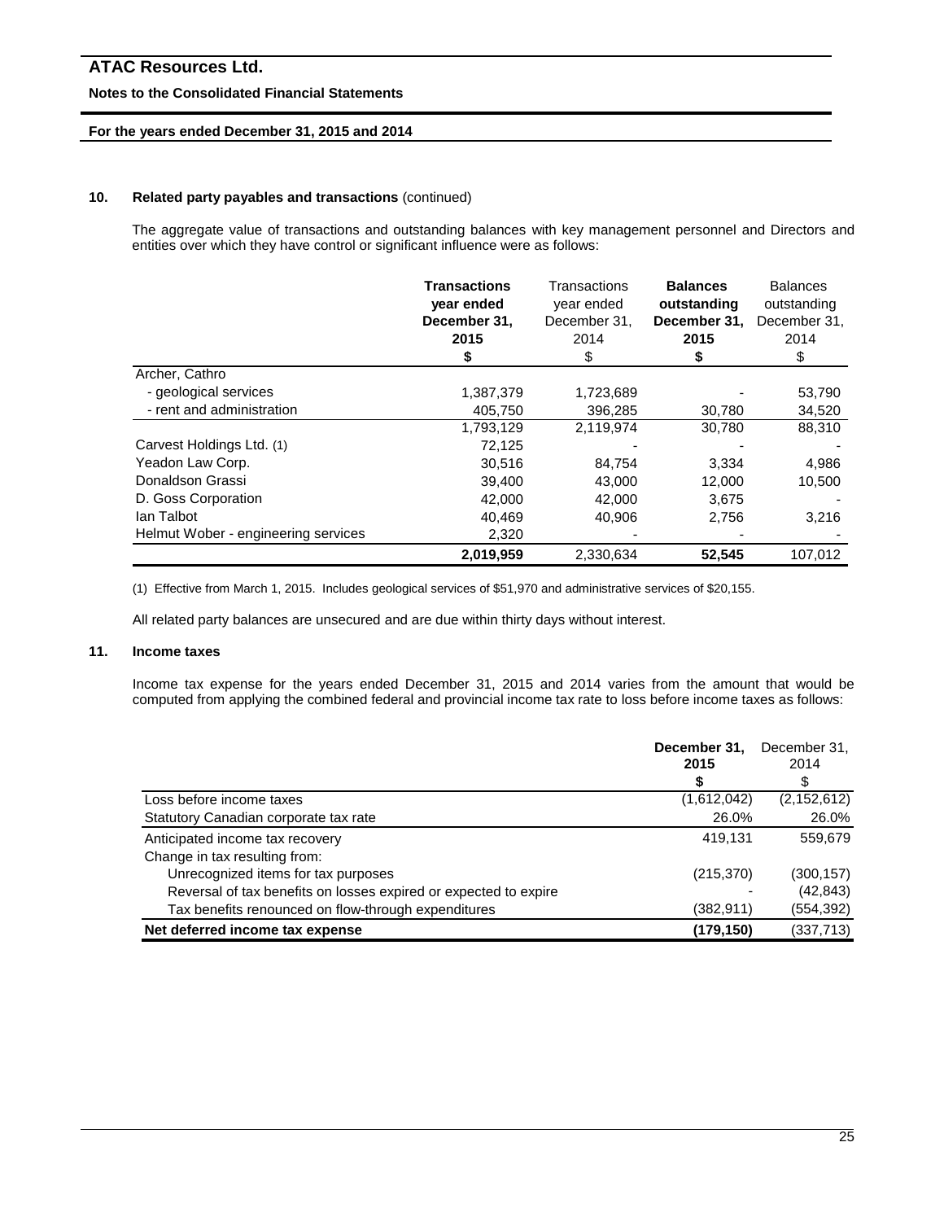### 10. Related party payables and transactions (continued)

The aggregate value of transactions and outstanding balances with key management personnel and Directors and entities over which they have control or significant influence were as follows:

| | **Transactions year ended December 31, 2015** | Transactions year ended December 31, 2014 | **Balances outstanding December 31, 2015** | Balances outstanding December 31, 2014 |
|---|---|---|---|---|
| | **$** | $ | **$** | $ |
| Archer, Cathro | | | | |
| - geological services | 1,387,379 | 1,723,689 | - | 53,790 |
| - rent and administration | 405,750 | 396,285 | 30,780 | 34,520 |
| | 1,793,129 | 2,119,974 | 30,780 | 88,310 |
| Carvest Holdings Ltd. (1) | 72,125 | - | - | - |
| Yeadon Law Corp. | 30,516 | 84,754 | 3,334 | 4,986 |
| Donaldson Grassi | 39,400 | 43,000 | 12,000 | 10,500 |
| D. Goss Corporation | 42,000 | 42,000 | 3,675 | - |
| Ian Talbot | 40,469 | 40,906 | 2,756 | 3,216 |
| Helmut Wober - engineering services | 2,320 | - | - | - |
| | **2,019,959** | 2,330,634 | **52,545** | 107,012 |

(1) Effective from March 1, 2015. Includes geological services of $51,970 and administrative services of $20,155.

All related party balances are unsecured and are due within thirty days without interest.

### 11. Income taxes

Income tax expense for the years ended December 31, 2015 and 2014 varies from the amount that would be computed from applying the combined federal and provincial income tax rate to loss before income taxes as follows:

| | **December 31, 2015** | December 31, 2014 |
|---|---|---|
| | **$** | $ |
| Loss before income taxes | (1,612,042) | (2,152,612) |
| Statutory Canadian corporate tax rate | 26.0% | 26.0% |
| Anticipated income tax recovery | 419,131 | 559,679 |
| Change in tax resulting from: | | |
| Unrecognized items for tax purposes | (215,370) | (300,157) |
| Reversal of tax benefits on losses expired or expected to expire | - | (42,843) |
| Tax benefits renounced on flow-through expenditures | (382,911) | (554,392) |
| **Net deferred income tax expense** | **(179,150)** | (337,713) |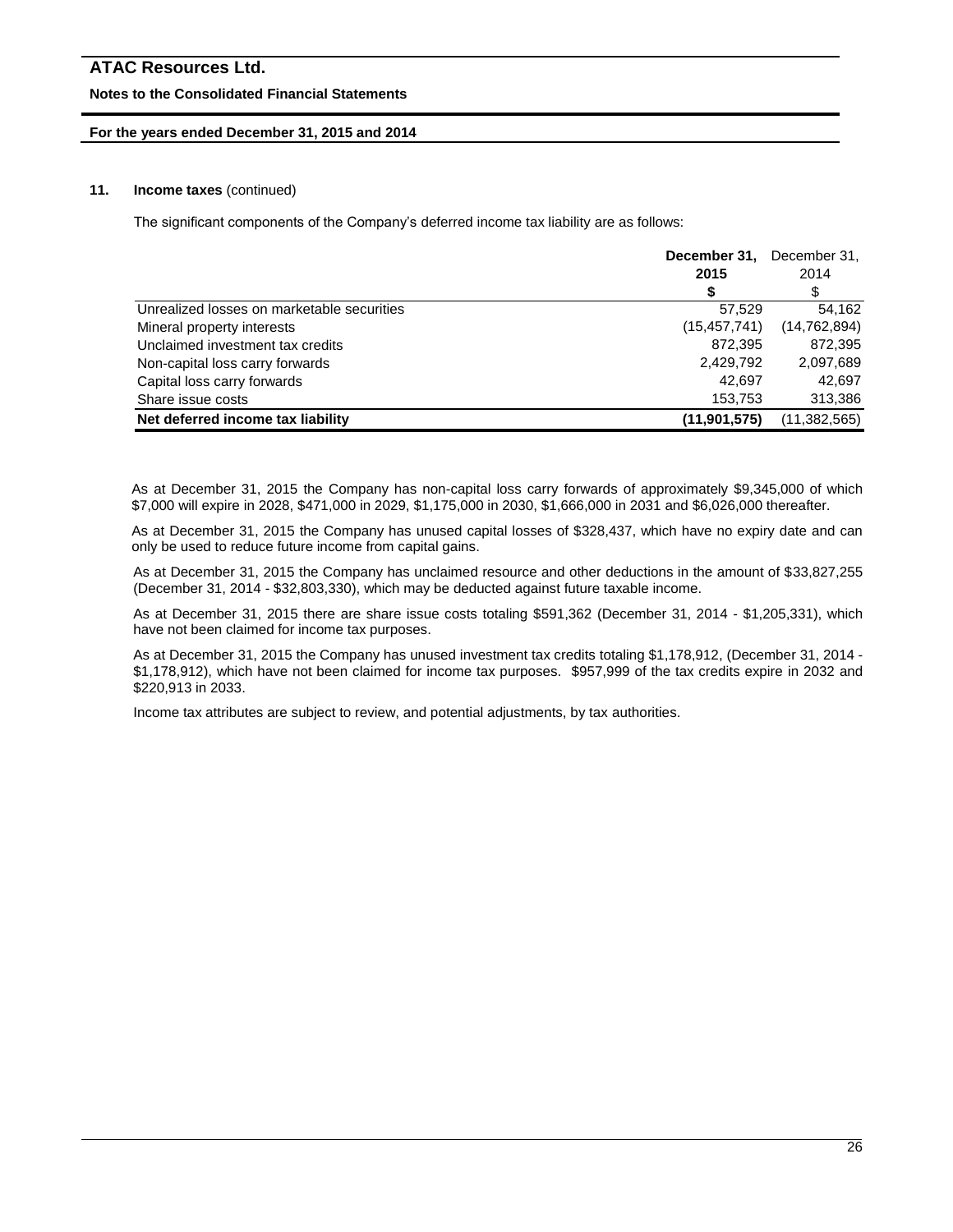### 11. Income taxes (continued)

The significant components of the Company's deferred income tax liability are as follows:

| | December 31, 2015 | December 31, 2014 |
|---|---|---|
| | $ | $ |
| Unrealized losses on marketable securities | 57,529 | 54,162 |
| Mineral property interests | (15,457,741) | (14,762,894) |
| Unclaimed investment tax credits | 872,395 | 872,395 |
| Non-capital loss carry forwards | 2,429,792 | 2,097,689 |
| Capital loss carry forwards | 42,697 | 42,697 |
| Share issue costs | 153,753 | 313,386 |
| **Net deferred income tax liability** | **(11,901,575)** | (11,382,565) |

As at December 31, 2015 the Company has non-capital loss carry forwards of approximately $9,345,000 of which $7,000 will expire in 2028, $471,000 in 2029, $1,175,000 in 2030, $1,666,000 in 2031 and $6,026,000 thereafter.

As at December 31, 2015 the Company has unused capital losses of $328,437, which have no expiry date and can only be used to reduce future income from capital gains.

As at December 31, 2015 the Company has unclaimed resource and other deductions in the amount of $33,827,255 (December 31, 2014 - $32,803,330), which may be deducted against future taxable income.

As at December 31, 2015 there are share issue costs totaling $591,362 (December 31, 2014 - $1,205,331), which have not been claimed for income tax purposes.

As at December 31, 2015 the Company has unused investment tax credits totaling $1,178,912, (December 31, 2014 - $1,178,912), which have not been claimed for income tax purposes. $957,999 of the tax credits expire in 2032 and $220,913 in 2033.

Income tax attributes are subject to review, and potential adjustments, by tax authorities.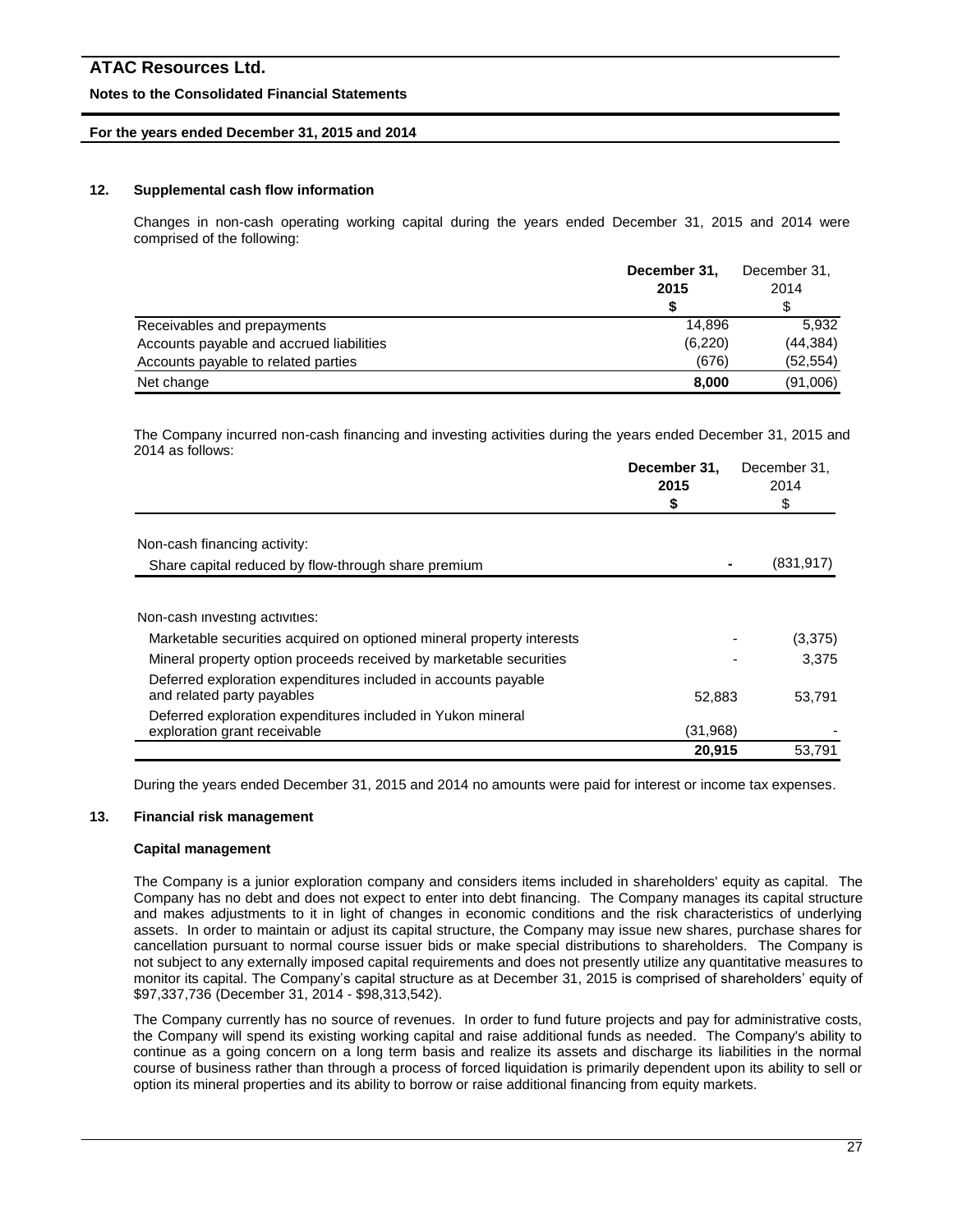### 12. Supplemental cash flow information

Changes in non-cash operating working capital during the years ended December 31, 2015 and 2014 were comprised of the following:

| | **December 31, 2015 $** | December 31, 2014 $ |
|---|---|---|
| Receivables and prepayments | 14,896 | 5,932 |
| Accounts payable and accrued liabilities | (6,220) | (44,384) |
| Accounts payable to related parties | (676) | (52,554) |
| Net change | **8,000** | (91,006) |

The Company incurred non-cash financing and investing activities during the years ended December 31, 2015 and 2014 as follows:

| | **December 31, 2015 $** | December 31, 2014 $ |
|---|---|---|
| Non-cash financing activity: | | |
| Share capital reduced by flow-through share premium | **-** | (831,917) |
| Non-cash investing activities: | | |
| Marketable securities acquired on optioned mineral property interests | - | (3,375) |
| Mineral property option proceeds received by marketable securities | - | 3,375 |
| Deferred exploration expenditures included in accounts payable and related party payables | 52,883 | 53,791 |
| Deferred exploration expenditures included in Yukon mineral exploration grant receivable | (31,968) | - |
| | **20,915** | 53,791 |

During the years ended December 31, 2015 and 2014 no amounts were paid for interest or income tax expenses.

### 13. Financial risk management

#### Capital management

The Company is a junior exploration company and considers items included in shareholders' equity as capital. The Company has no debt and does not expect to enter into debt financing. The Company manages its capital structure and makes adjustments to it in light of changes in economic conditions and the risk characteristics of underlying assets. In order to maintain or adjust its capital structure, the Company may issue new shares, purchase shares for cancellation pursuant to normal course issuer bids or make special distributions to shareholders. The Company is not subject to any externally imposed capital requirements and does not presently utilize any quantitative measures to monitor its capital. The Company's capital structure as at December 31, 2015 is comprised of shareholders' equity of $97,337,736 (December 31, 2014 - $98,313,542).

The Company currently has no source of revenues. In order to fund future projects and pay for administrative costs, the Company will spend its existing working capital and raise additional funds as needed. The Company's ability to continue as a going concern on a long term basis and realize its assets and discharge its liabilities in the normal course of business rather than through a process of forced liquidation is primarily dependent upon its ability to sell or option its mineral properties and its ability to borrow or raise additional financing from equity markets.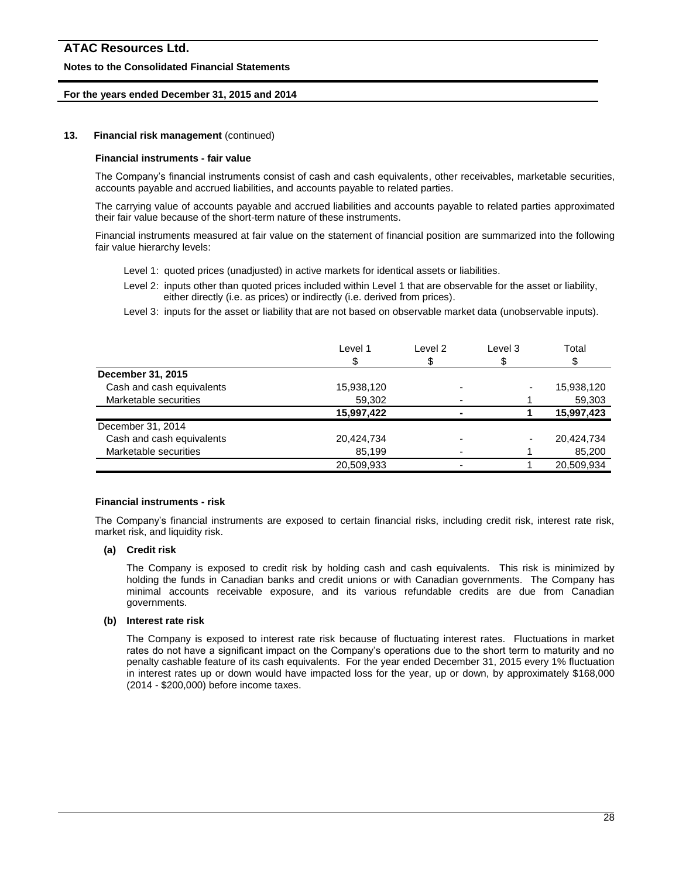### 13. Financial risk management (continued)

**Financial instruments - fair value**

The Company's financial instruments consist of cash and cash equivalents, other receivables, marketable securities, accounts payable and accrued liabilities, and accounts payable to related parties.

The carrying value of accounts payable and accrued liabilities and accounts payable to related parties approximated their fair value because of the short-term nature of these instruments.

Financial instruments measured at fair value on the statement of financial position are summarized into the following fair value hierarchy levels:

- Level 1: quoted prices (unadjusted) in active markets for identical assets or liabilities.
- Level 2: inputs other than quoted prices included within Level 1 that are observable for the asset or liability, either directly (i.e. as prices) or indirectly (i.e. derived from prices).
- Level 3: inputs for the asset or liability that are not based on observable market data (unobservable inputs).

| | Level 1<br>$ | Level 2<br>$ | Level 3<br>$ | Total<br>$ |
|---|---|---|---|---|
| **December 31, 2015** | | | | |
| Cash and cash equivalents | 15,938,120 | - | - | 15,938,120 |
| Marketable securities | 59,302 | - | 1 | 59,303 |
| | **15,997,422** | **-** | **1** | **15,997,423** |
| December 31, 2014 | | | | |
| Cash and cash equivalents | 20,424,734 | - | - | 20,424,734 |
| Marketable securities | 85,199 | - | 1 | 85,200 |
| | 20,509,933 | - | 1 | 20,509,934 |

**Financial instruments - risk**

The Company's financial instruments are exposed to certain financial risks, including credit risk, interest rate risk, market risk, and liquidity risk.

**(a) Credit risk**

The Company is exposed to credit risk by holding cash and cash equivalents. This risk is minimized by holding the funds in Canadian banks and credit unions or with Canadian governments. The Company has minimal accounts receivable exposure, and its various refundable credits are due from Canadian governments.

**(b) Interest rate risk**

The Company is exposed to interest rate risk because of fluctuating interest rates. Fluctuations in market rates do not have a significant impact on the Company's operations due to the short term to maturity and no penalty cashable feature of its cash equivalents. For the year ended December 31, 2015 every 1% fluctuation in interest rates up or down would have impacted loss for the year, up or down, by approximately $168,000 (2014 - $200,000) before income taxes.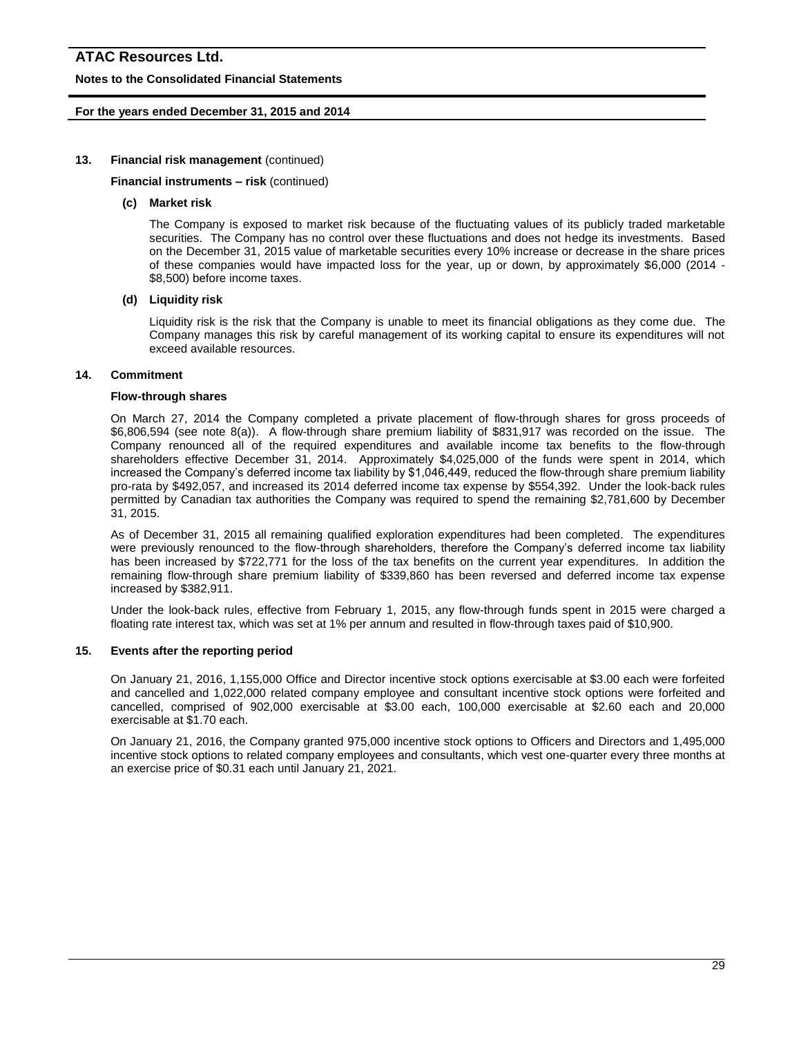### 13. Financial risk management (continued)

**Financial instruments – risk** (continued)

**(c) Market risk**

The Company is exposed to market risk because of the fluctuating values of its publicly traded marketable securities. The Company has no control over these fluctuations and does not hedge its investments. Based on the December 31, 2015 value of marketable securities every 10% increase or decrease in the share prices of these companies would have impacted loss for the year, up or down, by approximately $6,000 (2014 - $8,500) before income taxes.

**(d) Liquidity risk**

Liquidity risk is the risk that the Company is unable to meet its financial obligations as they come due. The Company manages this risk by careful management of its working capital to ensure its expenditures will not exceed available resources.

### 14. Commitment

**Flow-through shares**

On March 27, 2014 the Company completed a private placement of flow-through shares for gross proceeds of $6,806,594 (see note 8(a)). A flow-through share premium liability of $831,917 was recorded on the issue. The Company renounced all of the required expenditures and available income tax benefits to the flow-through shareholders effective December 31, 2014. Approximately $4,025,000 of the funds were spent in 2014, which increased the Company's deferred income tax liability by $1,046,449, reduced the flow-through share premium liability pro-rata by $492,057, and increased its 2014 deferred income tax expense by $554,392. Under the look-back rules permitted by Canadian tax authorities the Company was required to spend the remaining $2,781,600 by December 31, 2015.

As of December 31, 2015 all remaining qualified exploration expenditures had been completed. The expenditures were previously renounced to the flow-through shareholders, therefore the Company's deferred income tax liability has been increased by $722,771 for the loss of the tax benefits on the current year expenditures. In addition the remaining flow-through share premium liability of $339,860 has been reversed and deferred income tax expense increased by $382,911.

Under the look-back rules, effective from February 1, 2015, any flow-through funds spent in 2015 were charged a floating rate interest tax, which was set at 1% per annum and resulted in flow-through taxes paid of $10,900.

### 15. Events after the reporting period

On January 21, 2016, 1,155,000 Office and Director incentive stock options exercisable at $3.00 each were forfeited and cancelled and 1,022,000 related company employee and consultant incentive stock options were forfeited and cancelled, comprised of 902,000 exercisable at $3.00 each, 100,000 exercisable at $2.60 each and 20,000 exercisable at $1.70 each.

On January 21, 2016, the Company granted 975,000 incentive stock options to Officers and Directors and 1,495,000 incentive stock options to related company employees and consultants, which vest one-quarter every three months at an exercise price of $0.31 each until January 21, 2021.